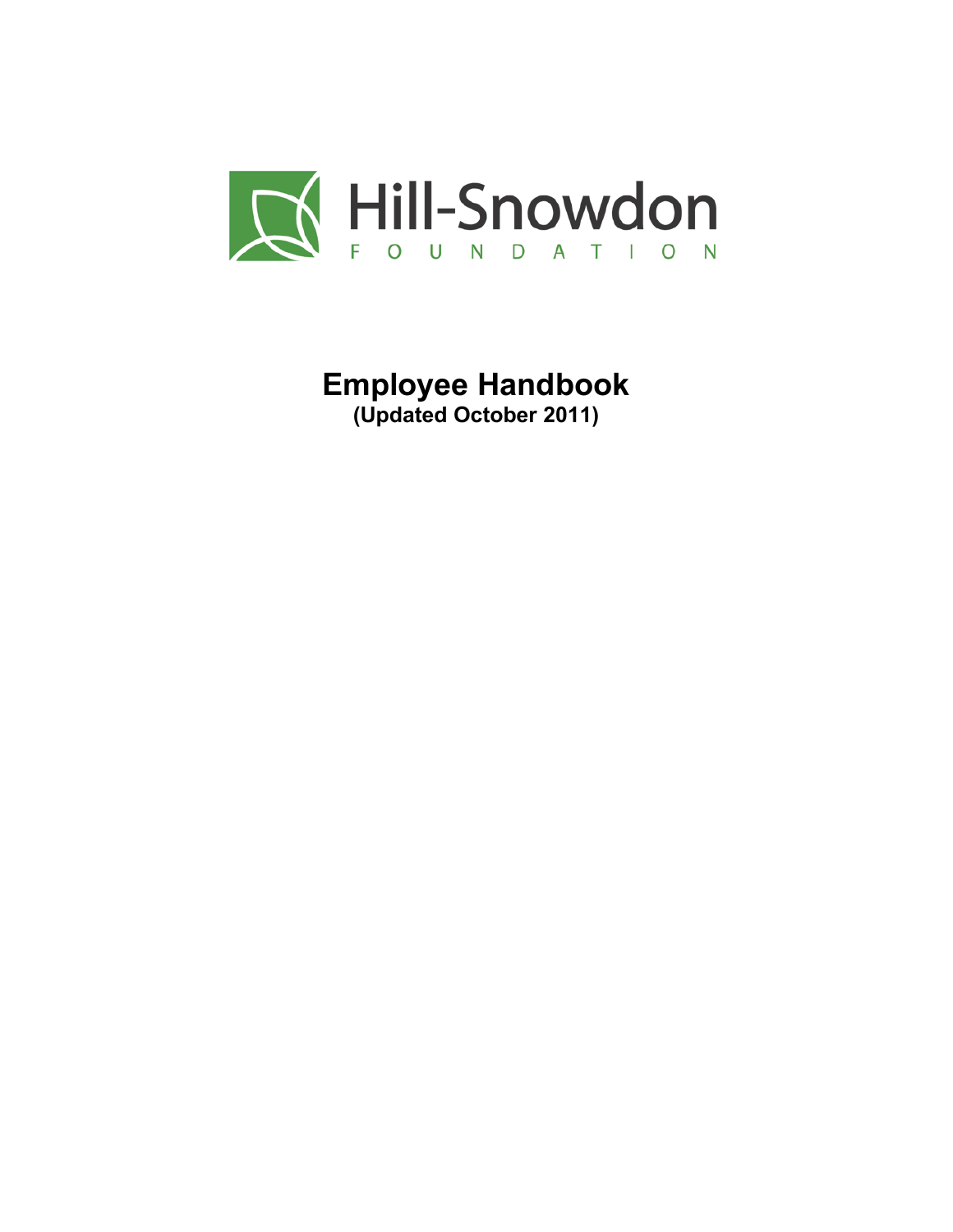Hill-Snowdon

FOUNDATION

# Employee Handbook

**(Updated October 2011)**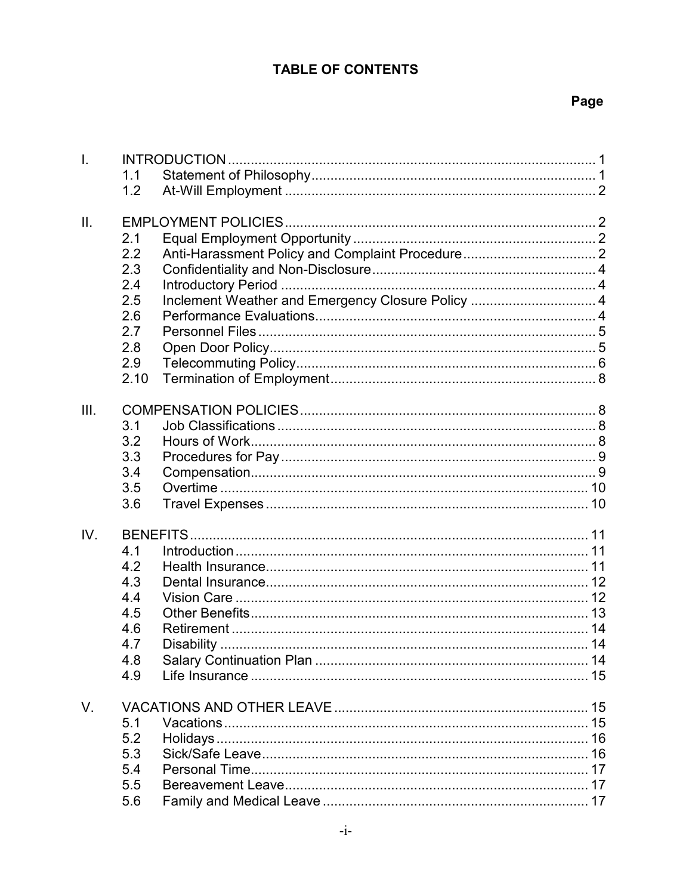# TABLE OF CONTENTS

| | | | Page |
|---|---|---|---|
| I. | INTRODUCTION | | 1 |
| | 1.1 | Statement of Philosophy | 1 |
| | 1.2 | At-Will Employment | 2 |
| II. | EMPLOYMENT POLICIES | | 2 |
| | 2.1 | Equal Employment Opportunity | 2 |
| | 2.2 | Anti-Harassment Policy and Complaint Procedure | 2 |
| | 2.3 | Confidentiality and Non-Disclosure | 4 |
| | 2.4 | Introductory Period | 4 |
| | 2.5 | Inclement Weather and Emergency Closure Policy | 4 |
| | 2.6 | Performance Evaluations | 4 |
| | 2.7 | Personnel Files | 5 |
| | 2.8 | Open Door Policy | 5 |
| | 2.9 | Telecommuting Policy | 6 |
| | 2.10 | Termination of Employment | 8 |
| III. | COMPENSATION POLICIES | | 8 |
| | 3.1 | Job Classifications | 8 |
| | 3.2 | Hours of Work | 8 |
| | 3.3 | Procedures for Pay | 9 |
| | 3.4 | Compensation | 9 |
| | 3.5 | Overtime | 10 |
| | 3.6 | Travel Expenses | 10 |
| IV. | BENEFITS | | 11 |
| | 4.1 | Introduction | 11 |
| | 4.2 | Health Insurance | 11 |
| | 4.3 | Dental Insurance | 12 |
| | 4.4 | Vision Care | 12 |
| | 4.5 | Other Benefits | 13 |
| | 4.6 | Retirement | 14 |
| | 4.7 | Disability | 14 |
| | 4.8 | Salary Continuation Plan | 14 |
| | 4.9 | Life Insurance | 15 |
| V. | VACATIONS AND OTHER LEAVE | | 15 |
| | 5.1 | Vacations | 15 |
| | 5.2 | Holidays | 16 |
| | 5.3 | Sick/Safe Leave | 16 |
| | 5.4 | Personal Time | 17 |
| | 5.5 | Bereavement Leave | 17 |
| | 5.6 | Family and Medical Leave | 17 |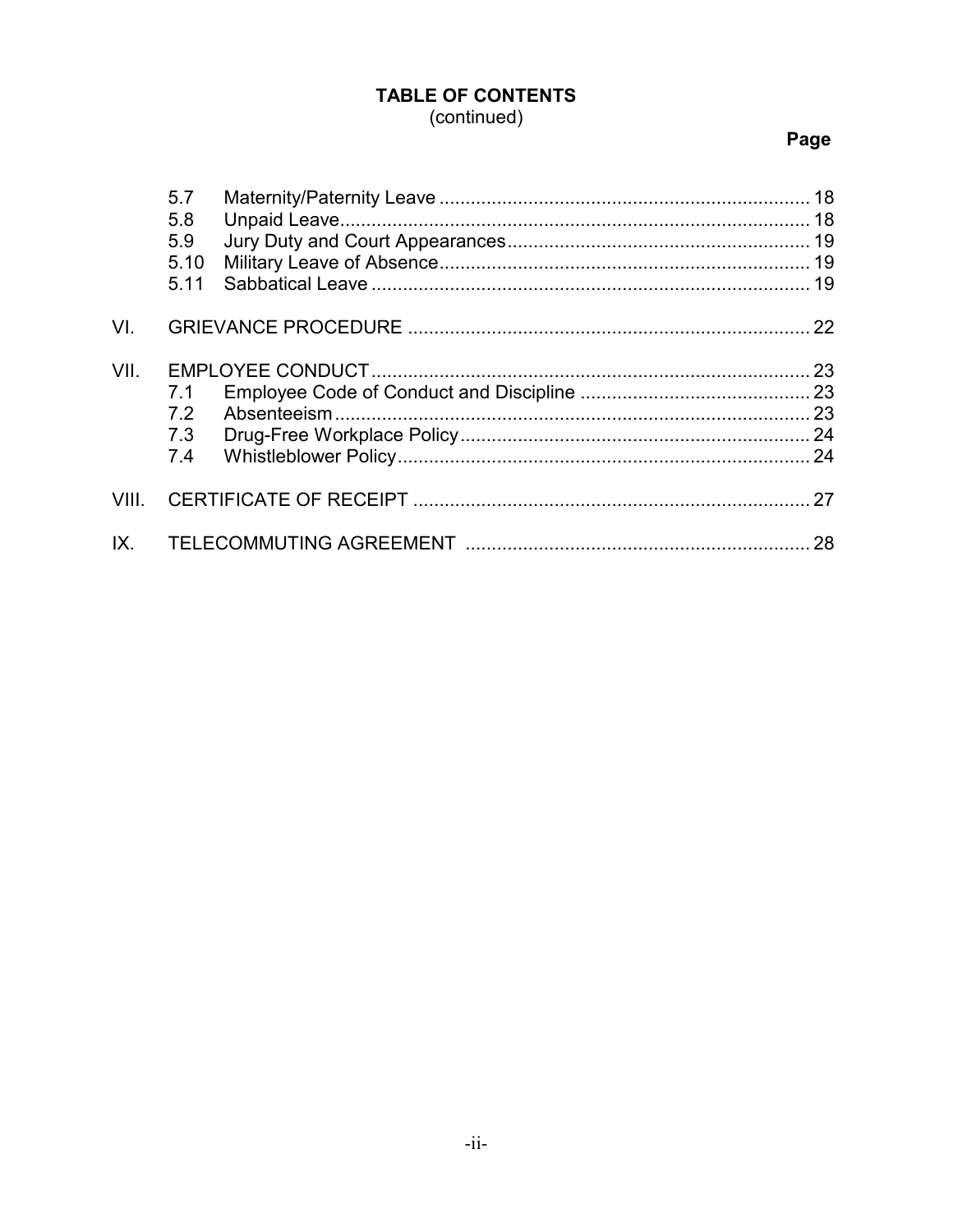## TABLE OF CONTENTS
(continued)

| | | | Page |
|---|---|---|---|
| | 5.7 | Maternity/Paternity Leave | 18 |
| | 5.8 | Unpaid Leave | 18 |
| | 5.9 | Jury Duty and Court Appearances | 19 |
| | 5.10 | Military Leave of Absence | 19 |
| | 5.11 | Sabbatical Leave | 19 |
| VI. | GRIEVANCE PROCEDURE | | 22 |
| VII. | EMPLOYEE CONDUCT | | 23 |
| | 7.1 | Employee Code of Conduct and Discipline | 23 |
| | 7.2 | Absenteeism | 23 |
| | 7.3 | Drug-Free Workplace Policy | 24 |
| | 7.4 | Whistleblower Policy | 24 |
| VIII. | CERTIFICATE OF RECEIPT | | 27 |
| IX. | TELECOMMUTING AGREEMENT | | 28 |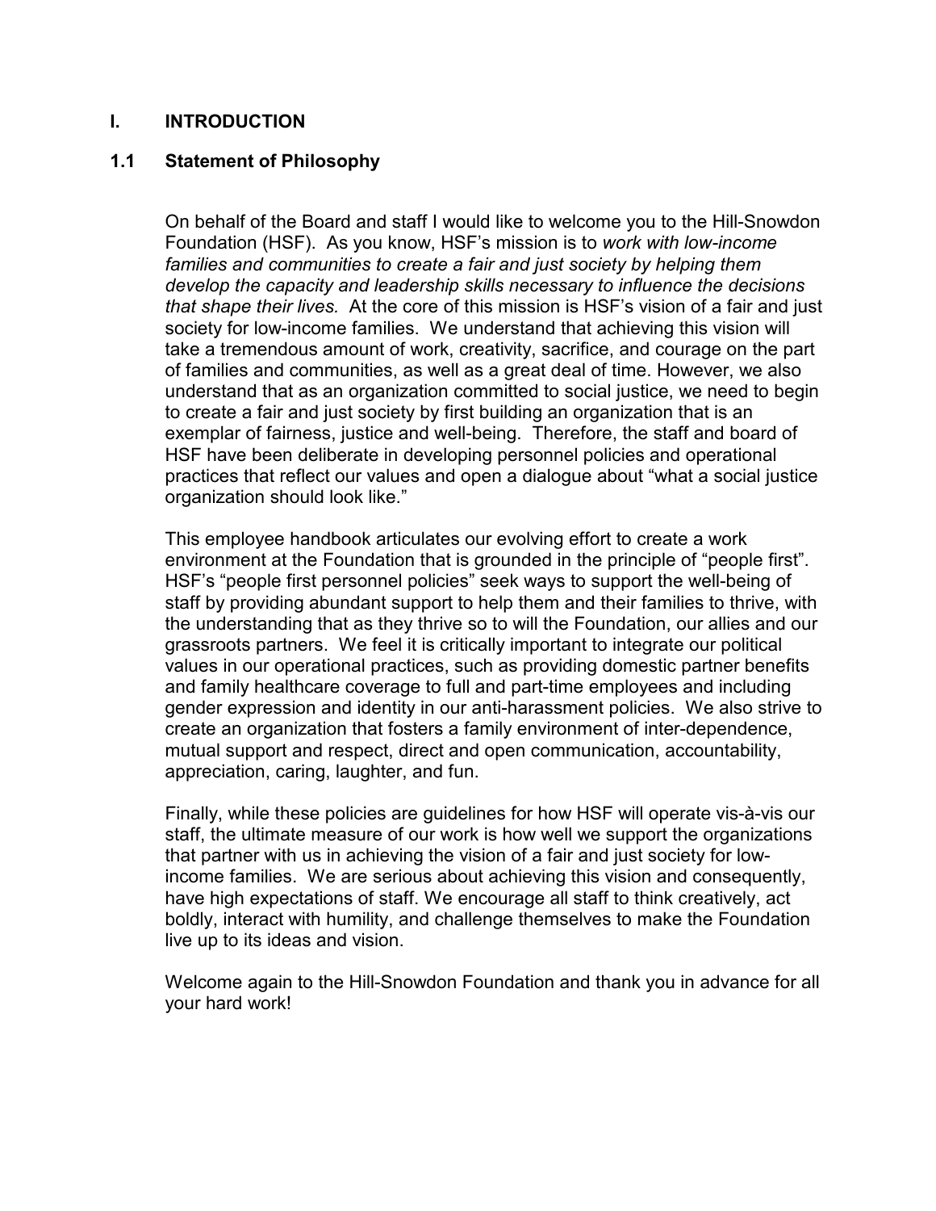# I. INTRODUCTION

## 1.1 Statement of Philosophy

On behalf of the Board and staff I would like to welcome you to the Hill-Snowdon Foundation (HSF). As you know, HSF's mission is to *work with low-income families and communities to create a fair and just society by helping them develop the capacity and leadership skills necessary to influence the decisions that shape their lives.* At the core of this mission is HSF's vision of a fair and just society for low-income families. We understand that achieving this vision will take a tremendous amount of work, creativity, sacrifice, and courage on the part of families and communities, as well as a great deal of time. However, we also understand that as an organization committed to social justice, we need to begin to create a fair and just society by first building an organization that is an exemplar of fairness, justice and well-being. Therefore, the staff and board of HSF have been deliberate in developing personnel policies and operational practices that reflect our values and open a dialogue about "what a social justice organization should look like."

This employee handbook articulates our evolving effort to create a work environment at the Foundation that is grounded in the principle of "people first". HSF's "people first personnel policies" seek ways to support the well-being of staff by providing abundant support to help them and their families to thrive, with the understanding that as they thrive so to will the Foundation, our allies and our grassroots partners. We feel it is critically important to integrate our political values in our operational practices, such as providing domestic partner benefits and family healthcare coverage to full and part-time employees and including gender expression and identity in our anti-harassment policies. We also strive to create an organization that fosters a family environment of inter-dependence, mutual support and respect, direct and open communication, accountability, appreciation, caring, laughter, and fun.

Finally, while these policies are guidelines for how HSF will operate vis-à-vis our staff, the ultimate measure of our work is how well we support the organizations that partner with us in achieving the vision of a fair and just society for low-income families. We are serious about achieving this vision and consequently, have high expectations of staff. We encourage all staff to think creatively, act boldly, interact with humility, and challenge themselves to make the Foundation live up to its ideas and vision.

Welcome again to the Hill-Snowdon Foundation and thank you in advance for all your hard work!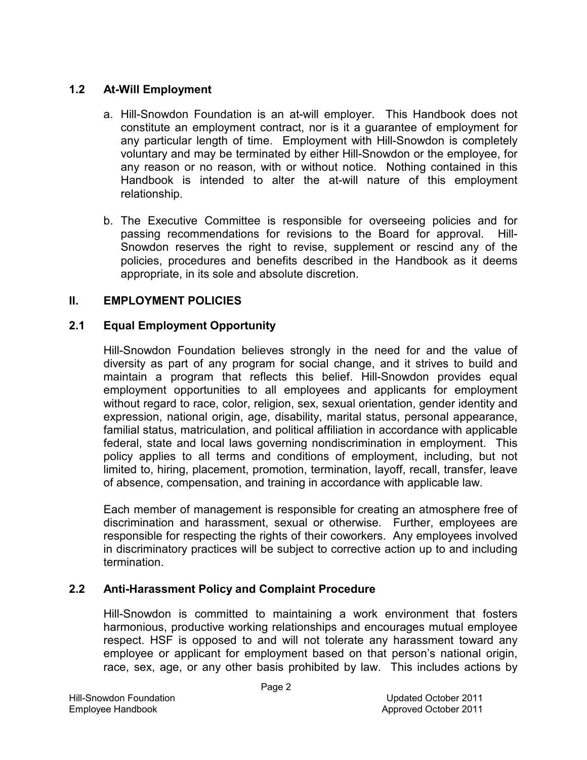### 1.2 At-Will Employment

a. Hill-Snowdon Foundation is an at-will employer. This Handbook does not constitute an employment contract, nor is it a guarantee of employment for any particular length of time. Employment with Hill-Snowdon is completely voluntary and may be terminated by either Hill-Snowdon or the employee, for any reason or no reason, with or without notice. Nothing contained in this Handbook is intended to alter the at-will nature of this employment relationship.

b. The Executive Committee is responsible for overseeing policies and for passing recommendations for revisions to the Board for approval. Hill-Snowdon reserves the right to revise, supplement or rescind any of the policies, procedures and benefits described in the Handbook as it deems appropriate, in its sole and absolute discretion.

## II. EMPLOYMENT POLICIES

### 2.1 Equal Employment Opportunity

Hill-Snowdon Foundation believes strongly in the need for and the value of diversity as part of any program for social change, and it strives to build and maintain a program that reflects this belief. Hill-Snowdon provides equal employment opportunities to all employees and applicants for employment without regard to race, color, religion, sex, sexual orientation, gender identity and expression, national origin, age, disability, marital status, personal appearance, familial status, matriculation, and political affiliation in accordance with applicable federal, state and local laws governing nondiscrimination in employment. This policy applies to all terms and conditions of employment, including, but not limited to, hiring, placement, promotion, termination, layoff, recall, transfer, leave of absence, compensation, and training in accordance with applicable law.

Each member of management is responsible for creating an atmosphere free of discrimination and harassment, sexual or otherwise. Further, employees are responsible for respecting the rights of their coworkers. Any employees involved in discriminatory practices will be subject to corrective action up to and including termination.

### 2.2 Anti-Harassment Policy and Complaint Procedure

Hill-Snowdon is committed to maintaining a work environment that fosters harmonious, productive working relationships and encourages mutual employee respect. HSF is opposed to and will not tolerate any harassment toward any employee or applicant for employment based on that person's national origin, race, sex, age, or any other basis prohibited by law. This includes actions by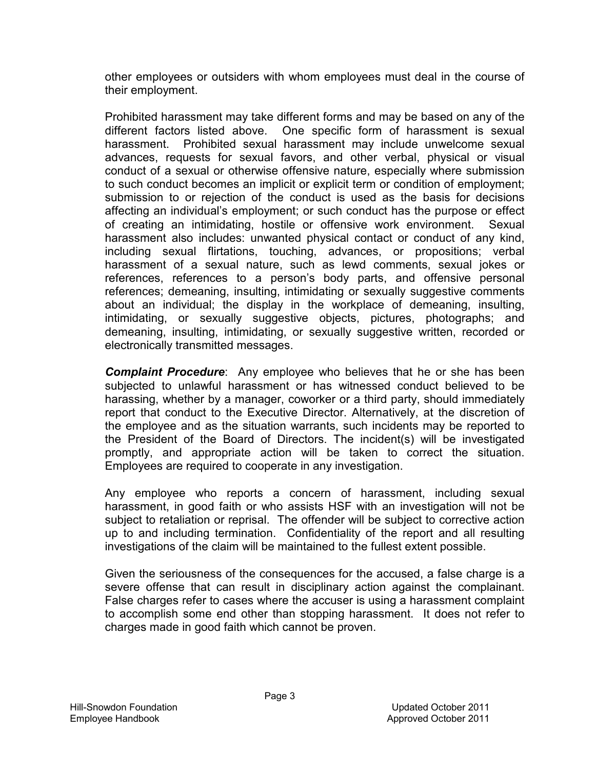other employees or outsiders with whom employees must deal in the course of their employment.

Prohibited harassment may take different forms and may be based on any of the different factors listed above. One specific form of harassment is sexual harassment. Prohibited sexual harassment may include unwelcome sexual advances, requests for sexual favors, and other verbal, physical or visual conduct of a sexual or otherwise offensive nature, especially where submission to such conduct becomes an implicit or explicit term or condition of employment; submission to or rejection of the conduct is used as the basis for decisions affecting an individual's employment; or such conduct has the purpose or effect of creating an intimidating, hostile or offensive work environment. Sexual harassment also includes: unwanted physical contact or conduct of any kind, including sexual flirtations, touching, advances, or propositions; verbal harassment of a sexual nature, such as lewd comments, sexual jokes or references, references to a person's body parts, and offensive personal references; demeaning, insulting, intimidating or sexually suggestive comments about an individual; the display in the workplace of demeaning, insulting, intimidating, or sexually suggestive objects, pictures, photographs; and demeaning, insulting, intimidating, or sexually suggestive written, recorded or electronically transmitted messages.

***Complaint Procedure***: Any employee who believes that he or she has been subjected to unlawful harassment or has witnessed conduct believed to be harassing, whether by a manager, coworker or a third party, should immediately report that conduct to the Executive Director. Alternatively, at the discretion of the employee and as the situation warrants, such incidents may be reported to the President of the Board of Directors. The incident(s) will be investigated promptly, and appropriate action will be taken to correct the situation. Employees are required to cooperate in any investigation.

Any employee who reports a concern of harassment, including sexual harassment, in good faith or who assists HSF with an investigation will not be subject to retaliation or reprisal. The offender will be subject to corrective action up to and including termination. Confidentiality of the report and all resulting investigations of the claim will be maintained to the fullest extent possible.

Given the seriousness of the consequences for the accused, a false charge is a severe offense that can result in disciplinary action against the complainant. False charges refer to cases where the accuser is using a harassment complaint to accomplish some end other than stopping harassment. It does not refer to charges made in good faith which cannot be proven.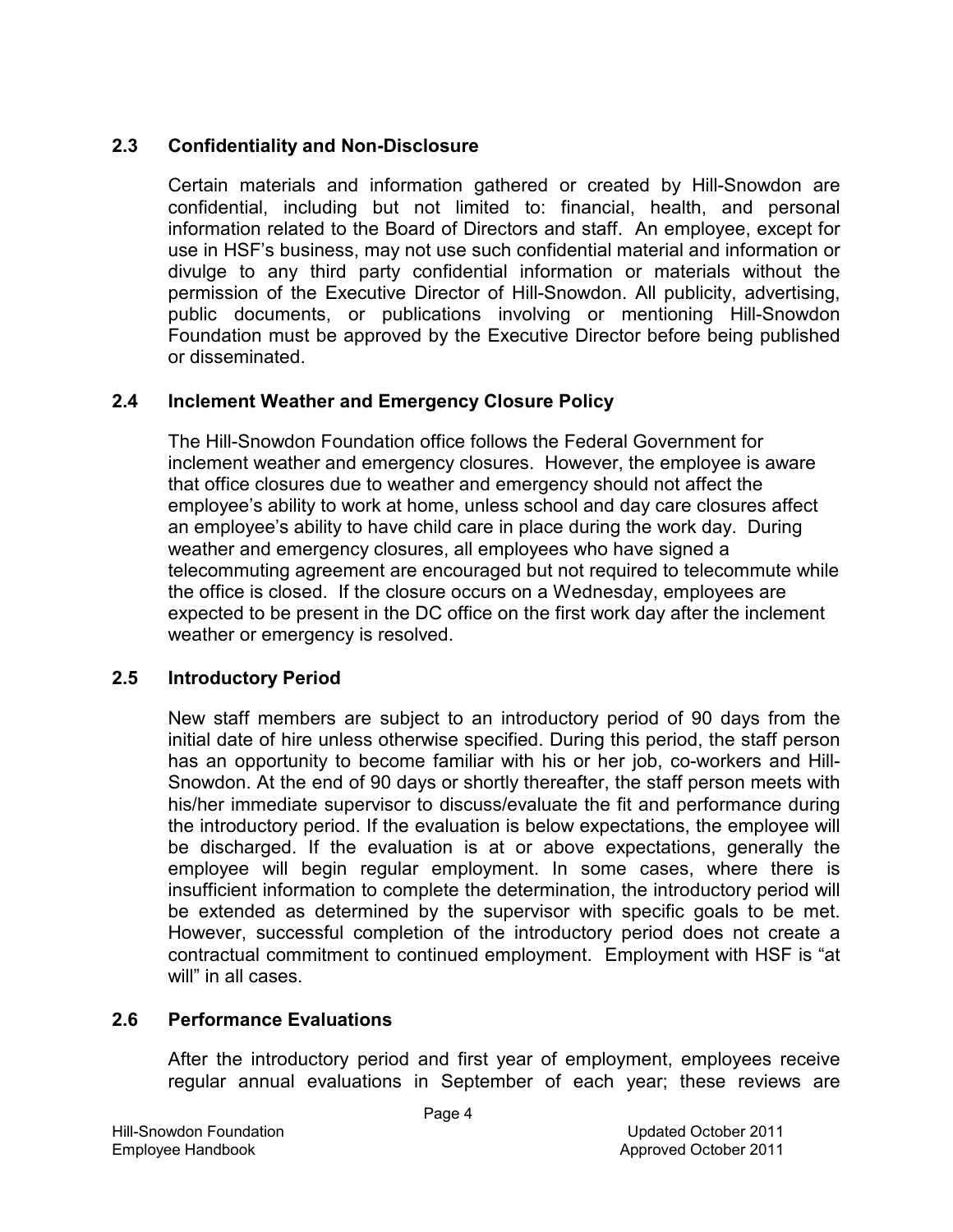## 2.3 Confidentiality and Non-Disclosure

Certain materials and information gathered or created by Hill-Snowdon are confidential, including but not limited to: financial, health, and personal information related to the Board of Directors and staff. An employee, except for use in HSF's business, may not use such confidential material and information or divulge to any third party confidential information or materials without the permission of the Executive Director of Hill-Snowdon. All publicity, advertising, public documents, or publications involving or mentioning Hill-Snowdon Foundation must be approved by the Executive Director before being published or disseminated.

## 2.4 Inclement Weather and Emergency Closure Policy

The Hill-Snowdon Foundation office follows the Federal Government for inclement weather and emergency closures. However, the employee is aware that office closures due to weather and emergency should not affect the employee's ability to work at home, unless school and day care closures affect an employee's ability to have child care in place during the work day. During weather and emergency closures, all employees who have signed a telecommuting agreement are encouraged but not required to telecommute while the office is closed. If the closure occurs on a Wednesday, employees are expected to be present in the DC office on the first work day after the inclement weather or emergency is resolved.

## 2.5 Introductory Period

New staff members are subject to an introductory period of 90 days from the initial date of hire unless otherwise specified. During this period, the staff person has an opportunity to become familiar with his or her job, co-workers and Hill-Snowdon. At the end of 90 days or shortly thereafter, the staff person meets with his/her immediate supervisor to discuss/evaluate the fit and performance during the introductory period. If the evaluation is below expectations, the employee will be discharged. If the evaluation is at or above expectations, generally the employee will begin regular employment. In some cases, where there is insufficient information to complete the determination, the introductory period will be extended as determined by the supervisor with specific goals to be met. However, successful completion of the introductory period does not create a contractual commitment to continued employment. Employment with HSF is "at will" in all cases.

## 2.6 Performance Evaluations

After the introductory period and first year of employment, employees receive regular annual evaluations in September of each year; these reviews are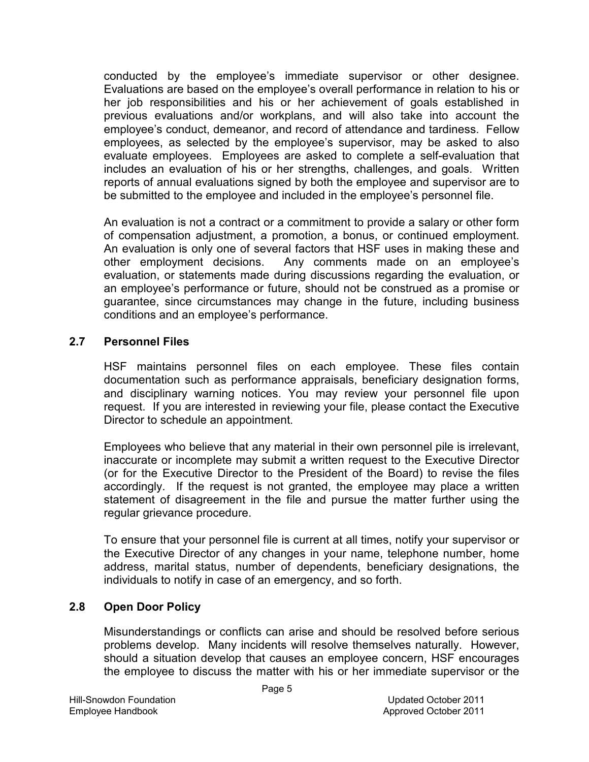conducted by the employee's immediate supervisor or other designee. Evaluations are based on the employee's overall performance in relation to his or her job responsibilities and his or her achievement of goals established in previous evaluations and/or workplans, and will also take into account the employee's conduct, demeanor, and record of attendance and tardiness. Fellow employees, as selected by the employee's supervisor, may be asked to also evaluate employees. Employees are asked to complete a self-evaluation that includes an evaluation of his or her strengths, challenges, and goals. Written reports of annual evaluations signed by both the employee and supervisor are to be submitted to the employee and included in the employee's personnel file.

An evaluation is not a contract or a commitment to provide a salary or other form of compensation adjustment, a promotion, a bonus, or continued employment. An evaluation is only one of several factors that HSF uses in making these and other employment decisions. Any comments made on an employee's evaluation, or statements made during discussions regarding the evaluation, or an employee's performance or future, should not be construed as a promise or guarantee, since circumstances may change in the future, including business conditions and an employee's performance.

## 2.7 Personnel Files

HSF maintains personnel files on each employee. These files contain documentation such as performance appraisals, beneficiary designation forms, and disciplinary warning notices. You may review your personnel file upon request. If you are interested in reviewing your file, please contact the Executive Director to schedule an appointment.

Employees who believe that any material in their own personnel pile is irrelevant, inaccurate or incomplete may submit a written request to the Executive Director (or for the Executive Director to the President of the Board) to revise the files accordingly. If the request is not granted, the employee may place a written statement of disagreement in the file and pursue the matter further using the regular grievance procedure.

To ensure that your personnel file is current at all times, notify your supervisor or the Executive Director of any changes in your name, telephone number, home address, marital status, number of dependents, beneficiary designations, the individuals to notify in case of an emergency, and so forth.

## 2.8 Open Door Policy

Misunderstandings or conflicts can arise and should be resolved before serious problems develop. Many incidents will resolve themselves naturally. However, should a situation develop that causes an employee concern, HSF encourages the employee to discuss the matter with his or her immediate supervisor or the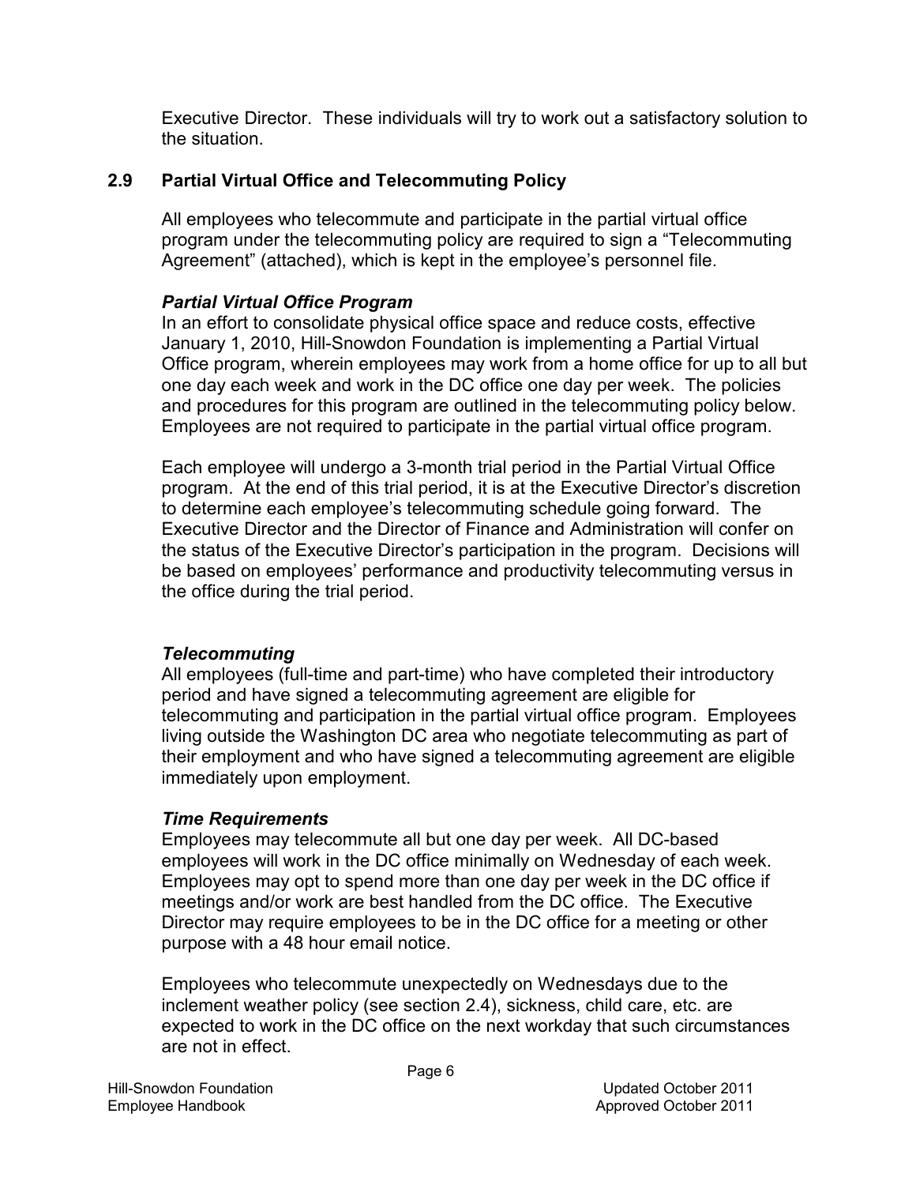Executive Director. These individuals will try to work out a satisfactory solution to the situation.

## 2.9 Partial Virtual Office and Telecommuting Policy

All employees who telecommute and participate in the partial virtual office program under the telecommuting policy are required to sign a "Telecommuting Agreement" (attached), which is kept in the employee's personnel file.

***Partial Virtual Office Program***

In an effort to consolidate physical office space and reduce costs, effective January 1, 2010, Hill-Snowdon Foundation is implementing a Partial Virtual Office program, wherein employees may work from a home office for up to all but one day each week and work in the DC office one day per week. The policies and procedures for this program are outlined in the telecommuting policy below. Employees are not required to participate in the partial virtual office program.

Each employee will undergo a 3-month trial period in the Partial Virtual Office program. At the end of this trial period, it is at the Executive Director's discretion to determine each employee's telecommuting schedule going forward. The Executive Director and the Director of Finance and Administration will confer on the status of the Executive Director's participation in the program. Decisions will be based on employees' performance and productivity telecommuting versus in the office during the trial period.

***Telecommuting***

All employees (full-time and part-time) who have completed their introductory period and have signed a telecommuting agreement are eligible for telecommuting and participation in the partial virtual office program. Employees living outside the Washington DC area who negotiate telecommuting as part of their employment and who have signed a telecommuting agreement are eligible immediately upon employment.

***Time Requirements***

Employees may telecommute all but one day per week. All DC-based employees will work in the DC office minimally on Wednesday of each week. Employees may opt to spend more than one day per week in the DC office if meetings and/or work are best handled from the DC office. The Executive Director may require employees to be in the DC office for a meeting or other purpose with a 48 hour email notice.

Employees who telecommute unexpectedly on Wednesdays due to the inclement weather policy (see section 2.4), sickness, child care, etc. are expected to work in the DC office on the next workday that such circumstances are not in effect.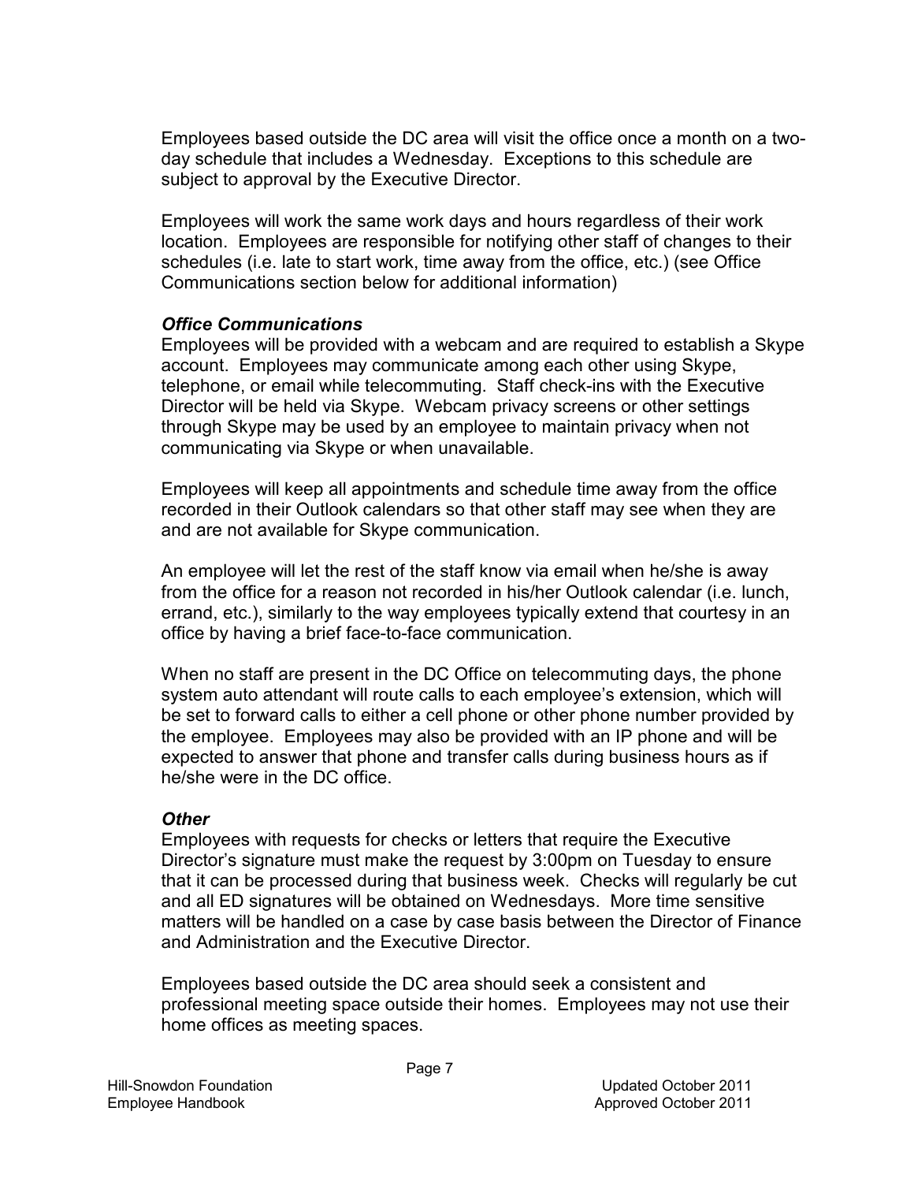Employees based outside the DC area will visit the office once a month on a two-day schedule that includes a Wednesday. Exceptions to this schedule are subject to approval by the Executive Director.

Employees will work the same work days and hours regardless of their work location. Employees are responsible for notifying other staff of changes to their schedules (i.e. late to start work, time away from the office, etc.) (see Office Communications section below for additional information)

***Office Communications***

Employees will be provided with a webcam and are required to establish a Skype account. Employees may communicate among each other using Skype, telephone, or email while telecommuting. Staff check-ins with the Executive Director will be held via Skype. Webcam privacy screens or other settings through Skype may be used by an employee to maintain privacy when not communicating via Skype or when unavailable.

Employees will keep all appointments and schedule time away from the office recorded in their Outlook calendars so that other staff may see when they are and are not available for Skype communication.

An employee will let the rest of the staff know via email when he/she is away from the office for a reason not recorded in his/her Outlook calendar (i.e. lunch, errand, etc.), similarly to the way employees typically extend that courtesy in an office by having a brief face-to-face communication.

When no staff are present in the DC Office on telecommuting days, the phone system auto attendant will route calls to each employee's extension, which will be set to forward calls to either a cell phone or other phone number provided by the employee. Employees may also be provided with an IP phone and will be expected to answer that phone and transfer calls during business hours as if he/she were in the DC office.

***Other***

Employees with requests for checks or letters that require the Executive Director's signature must make the request by 3:00pm on Tuesday to ensure that it can be processed during that business week. Checks will regularly be cut and all ED signatures will be obtained on Wednesdays. More time sensitive matters will be handled on a case by case basis between the Director of Finance and Administration and the Executive Director.

Employees based outside the DC area should seek a consistent and professional meeting space outside their homes. Employees may not use their home offices as meeting spaces.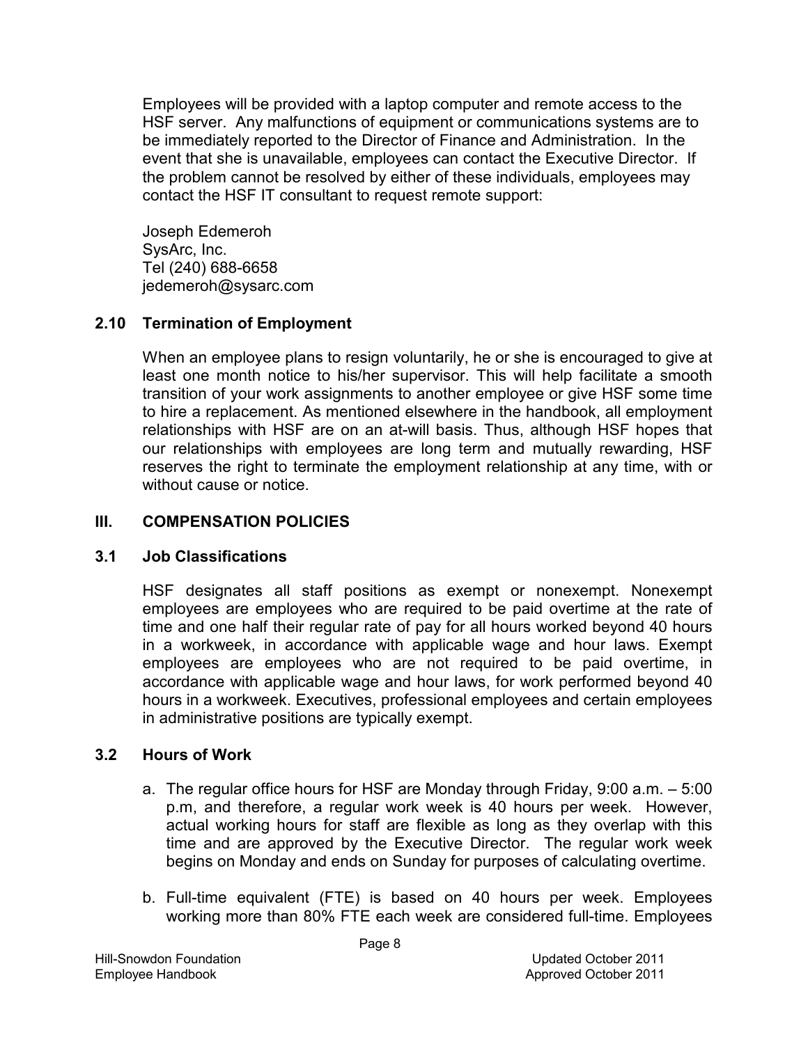Employees will be provided with a laptop computer and remote access to the HSF server. Any malfunctions of equipment or communications systems are to be immediately reported to the Director of Finance and Administration. In the event that she is unavailable, employees can contact the Executive Director. If the problem cannot be resolved by either of these individuals, employees may contact the HSF IT consultant to request remote support:

Joseph Edemeroh
SysArc, Inc.
Tel (240) 688-6658
jedemeroh@sysarc.com

### 2.10 Termination of Employment

When an employee plans to resign voluntarily, he or she is encouraged to give at least one month notice to his/her supervisor. This will help facilitate a smooth transition of your work assignments to another employee or give HSF some time to hire a replacement. As mentioned elsewhere in the handbook, all employment relationships with HSF are on an at-will basis. Thus, although HSF hopes that our relationships with employees are long term and mutually rewarding, HSF reserves the right to terminate the employment relationship at any time, with or without cause or notice.

## III. COMPENSATION POLICIES

### 3.1 Job Classifications

HSF designates all staff positions as exempt or nonexempt. Nonexempt employees are employees who are required to be paid overtime at the rate of time and one half their regular rate of pay for all hours worked beyond 40 hours in a workweek, in accordance with applicable wage and hour laws. Exempt employees are employees who are not required to be paid overtime, in accordance with applicable wage and hour laws, for work performed beyond 40 hours in a workweek. Executives, professional employees and certain employees in administrative positions are typically exempt.

### 3.2 Hours of Work

a. The regular office hours for HSF are Monday through Friday, 9:00 a.m. – 5:00 p.m, and therefore, a regular work week is 40 hours per week. However, actual working hours for staff are flexible as long as they overlap with this time and are approved by the Executive Director. The regular work week begins on Monday and ends on Sunday for purposes of calculating overtime.

b. Full-time equivalent (FTE) is based on 40 hours per week. Employees working more than 80% FTE each week are considered full-time. Employees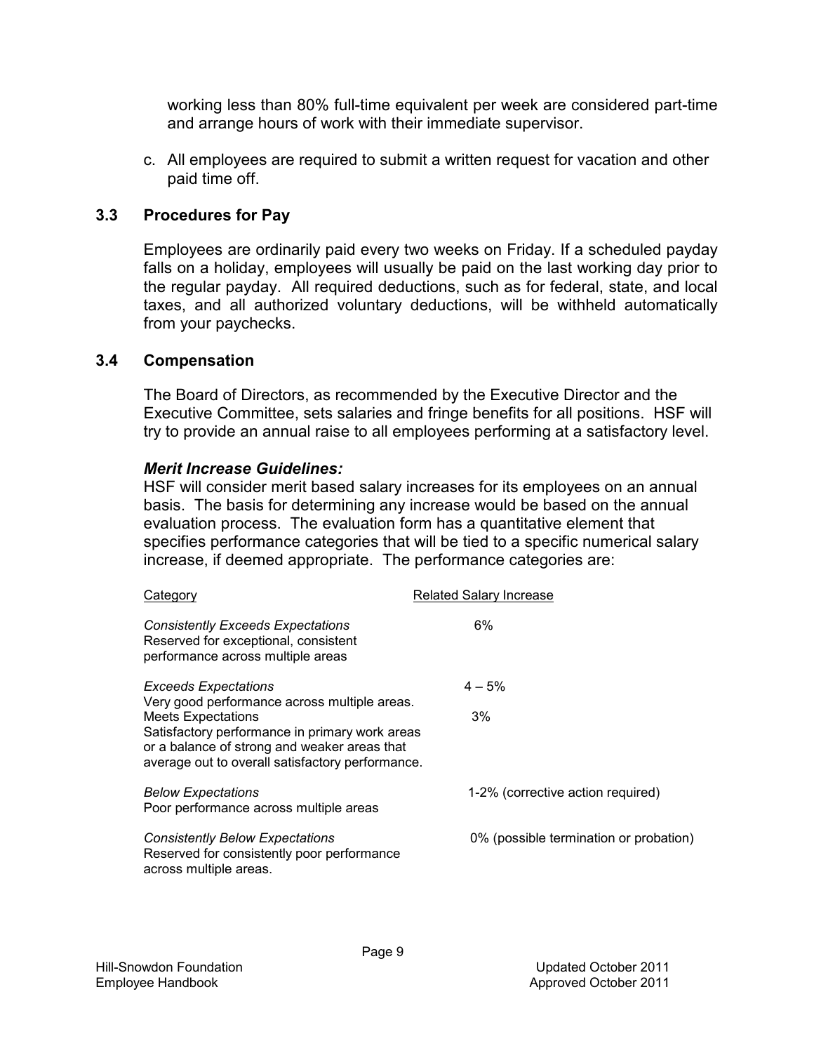working less than 80% full-time equivalent per week are considered part-time and arrange hours of work with their immediate supervisor.

c. All employees are required to submit a written request for vacation and other paid time off.

### 3.3 Procedures for Pay

Employees are ordinarily paid every two weeks on Friday. If a scheduled payday falls on a holiday, employees will usually be paid on the last working day prior to the regular payday. All required deductions, such as for federal, state, and local taxes, and all authorized voluntary deductions, will be withheld automatically from your paychecks.

### 3.4 Compensation

The Board of Directors, as recommended by the Executive Director and the Executive Committee, sets salaries and fringe benefits for all positions. HSF will try to provide an annual raise to all employees performing at a satisfactory level.

***Merit Increase Guidelines:***

HSF will consider merit based salary increases for its employees on an annual basis. The basis for determining any increase would be based on the annual evaluation process. The evaluation form has a quantitative element that specifies performance categories that will be tied to a specific numerical salary increase, if deemed appropriate. The performance categories are:

| Category | Related Salary Increase |
|---|---|
| *Consistently Exceeds Expectations* Reserved for exceptional, consistent performance across multiple areas | 6% |
| *Exceeds Expectations* Very good performance across multiple areas. | 4 – 5% |
| Meets Expectations Satisfactory performance in primary work areas or a balance of strong and weaker areas that average out to overall satisfactory performance. | 3% |
| *Below Expectations* Poor performance across multiple areas | 1-2% (corrective action required) |
| *Consistently Below Expectations* Reserved for consistently poor performance across multiple areas. | 0% (possible termination or probation) |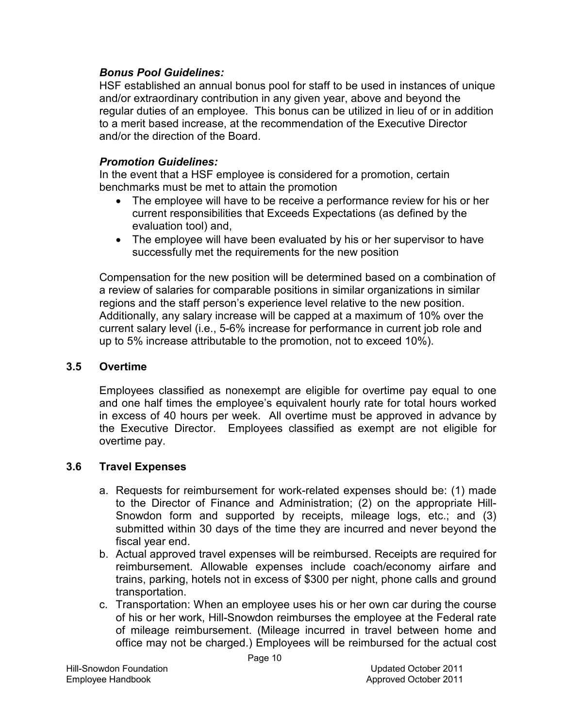***Bonus Pool Guidelines:***

HSF established an annual bonus pool for staff to be used in instances of unique and/or extraordinary contribution in any given year, above and beyond the regular duties of an employee. This bonus can be utilized in lieu of or in addition to a merit based increase, at the recommendation of the Executive Director and/or the direction of the Board.

***Promotion Guidelines:***

In the event that a HSF employee is considered for a promotion, certain benchmarks must be met to attain the promotion

- The employee will have to be receive a performance review for his or her current responsibilities that Exceeds Expectations (as defined by the evaluation tool) and,
- The employee will have been evaluated by his or her supervisor to have successfully met the requirements for the new position

Compensation for the new position will be determined based on a combination of a review of salaries for comparable positions in similar organizations in similar regions and the staff person's experience level relative to the new position. Additionally, any salary increase will be capped at a maximum of 10% over the current salary level (i.e., 5-6% increase for performance in current job role and up to 5% increase attributable to the promotion, not to exceed 10%).

## 3.5 Overtime

Employees classified as nonexempt are eligible for overtime pay equal to one and one half times the employee's equivalent hourly rate for total hours worked in excess of 40 hours per week. All overtime must be approved in advance by the Executive Director. Employees classified as exempt are not eligible for overtime pay.

## 3.6 Travel Expenses

a. Requests for reimbursement for work-related expenses should be: (1) made to the Director of Finance and Administration; (2) on the appropriate Hill-Snowdon form and supported by receipts, mileage logs, etc.; and (3) submitted within 30 days of the time they are incurred and never beyond the fiscal year end.
b. Actual approved travel expenses will be reimbursed. Receipts are required for reimbursement. Allowable expenses include coach/economy airfare and trains, parking, hotels not in excess of $300 per night, phone calls and ground transportation.
c. Transportation: When an employee uses his or her own car during the course of his or her work, Hill-Snowdon reimburses the employee at the Federal rate of mileage reimbursement. (Mileage incurred in travel between home and office may not be charged.) Employees will be reimbursed for the actual cost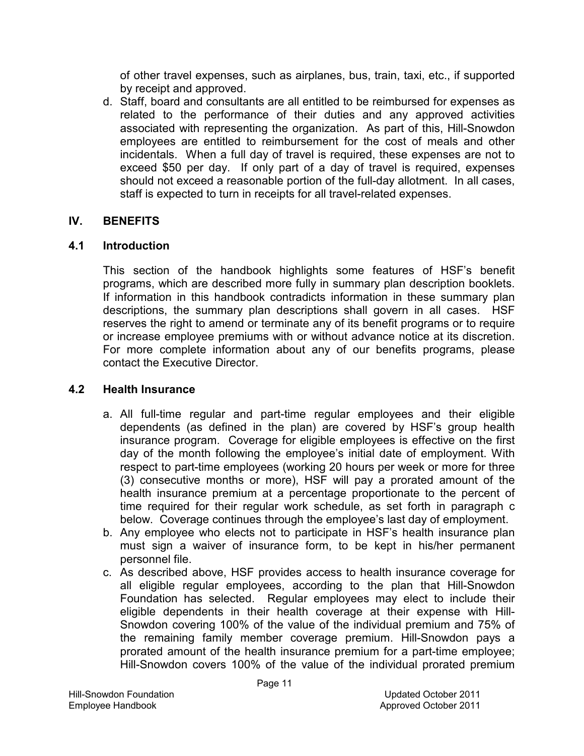of other travel expenses, such as airplanes, bus, train, taxi, etc., if supported by receipt and approved.

d. Staff, board and consultants are all entitled to be reimbursed for expenses as related to the performance of their duties and any approved activities associated with representing the organization. As part of this, Hill-Snowdon employees are entitled to reimbursement for the cost of meals and other incidentals. When a full day of travel is required, these expenses are not to exceed $50 per day. If only part of a day of travel is required, expenses should not exceed a reasonable portion of the full-day allotment. In all cases, staff is expected to turn in receipts for all travel-related expenses.

## IV. BENEFITS

### 4.1 Introduction

This section of the handbook highlights some features of HSF's benefit programs, which are described more fully in summary plan description booklets. If information in this handbook contradicts information in these summary plan descriptions, the summary plan descriptions shall govern in all cases. HSF reserves the right to amend or terminate any of its benefit programs or to require or increase employee premiums with or without advance notice at its discretion. For more complete information about any of our benefits programs, please contact the Executive Director.

### 4.2 Health Insurance

a. All full-time regular and part-time regular employees and their eligible dependents (as defined in the plan) are covered by HSF's group health insurance program. Coverage for eligible employees is effective on the first day of the month following the employee's initial date of employment. With respect to part-time employees (working 20 hours per week or more for three (3) consecutive months or more), HSF will pay a prorated amount of the health insurance premium at a percentage proportionate to the percent of time required for their regular work schedule, as set forth in paragraph c below. Coverage continues through the employee's last day of employment.

b. Any employee who elects not to participate in HSF's health insurance plan must sign a waiver of insurance form, to be kept in his/her permanent personnel file.

c. As described above, HSF provides access to health insurance coverage for all eligible regular employees, according to the plan that Hill-Snowdon Foundation has selected. Regular employees may elect to include their eligible dependents in their health coverage at their expense with Hill-Snowdon covering 100% of the value of the individual premium and 75% of the remaining family member coverage premium. Hill-Snowdon pays a prorated amount of the health insurance premium for a part-time employee; Hill-Snowdon covers 100% of the value of the individual prorated premium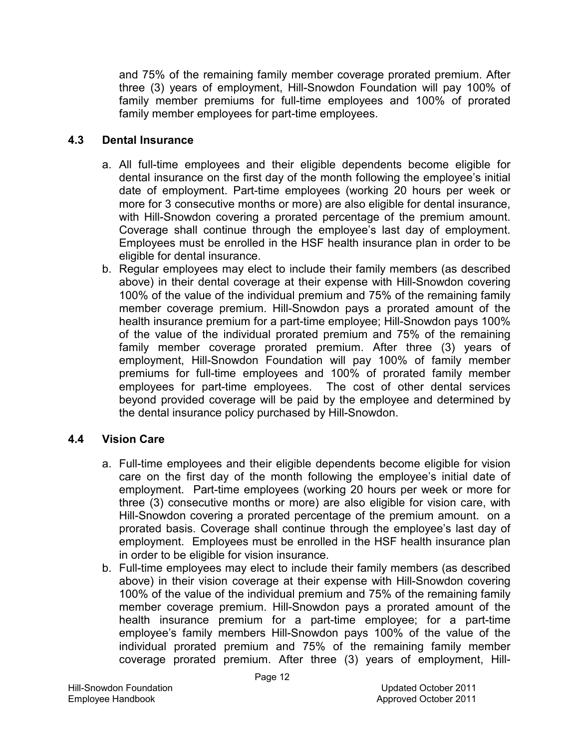and 75% of the remaining family member coverage prorated premium. After three (3) years of employment, Hill-Snowdon Foundation will pay 100% of family member premiums for full-time employees and 100% of prorated family member employees for part-time employees.

### 4.3 Dental Insurance

a. All full-time employees and their eligible dependents become eligible for dental insurance on the first day of the month following the employee's initial date of employment. Part-time employees (working 20 hours per week or more for 3 consecutive months or more) are also eligible for dental insurance, with Hill-Snowdon covering a prorated percentage of the premium amount. Coverage shall continue through the employee's last day of employment. Employees must be enrolled in the HSF health insurance plan in order to be eligible for dental insurance.
b. Regular employees may elect to include their family members (as described above) in their dental coverage at their expense with Hill-Snowdon covering 100% of the value of the individual premium and 75% of the remaining family member coverage premium. Hill-Snowdon pays a prorated amount of the health insurance premium for a part-time employee; Hill-Snowdon pays 100% of the value of the individual prorated premium and 75% of the remaining family member coverage prorated premium. After three (3) years of employment, Hill-Snowdon Foundation will pay 100% of family member premiums for full-time employees and 100% of prorated family member employees for part-time employees. The cost of other dental services beyond provided coverage will be paid by the employee and determined by the dental insurance policy purchased by Hill-Snowdon.

### 4.4 Vision Care

a. Full-time employees and their eligible dependents become eligible for vision care on the first day of the month following the employee's initial date of employment. Part-time employees (working 20 hours per week or more for three (3) consecutive months or more) are also eligible for vision care, with Hill-Snowdon covering a prorated percentage of the premium amount. on a prorated basis. Coverage shall continue through the employee's last day of employment. Employees must be enrolled in the HSF health insurance plan in order to be eligible for vision insurance.
b. Full-time employees may elect to include their family members (as described above) in their vision coverage at their expense with Hill-Snowdon covering 100% of the value of the individual premium and 75% of the remaining family member coverage premium. Hill-Snowdon pays a prorated amount of the health insurance premium for a part-time employee; for a part-time employee's family members Hill-Snowdon pays 100% of the value of the individual prorated premium and 75% of the remaining family member coverage prorated premium. After three (3) years of employment, Hill-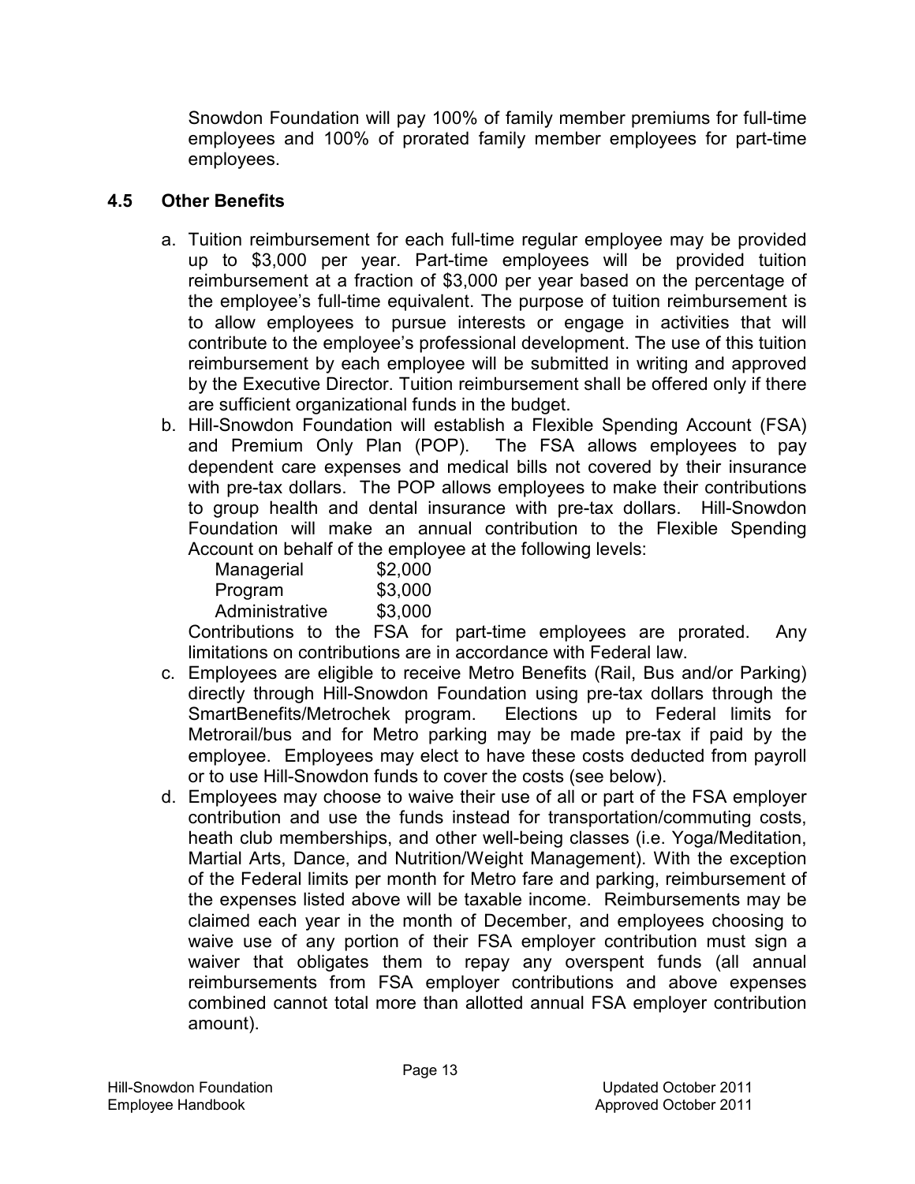Snowdon Foundation will pay 100% of family member premiums for full-time employees and 100% of prorated family member employees for part-time employees.

## 4.5 Other Benefits

a. Tuition reimbursement for each full-time regular employee may be provided up to $3,000 per year. Part-time employees will be provided tuition reimbursement at a fraction of $3,000 per year based on the percentage of the employee's full-time equivalent. The purpose of tuition reimbursement is to allow employees to pursue interests or engage in activities that will contribute to the employee's professional development. The use of this tuition reimbursement by each employee will be submitted in writing and approved by the Executive Director. Tuition reimbursement shall be offered only if there are sufficient organizational funds in the budget.

b. Hill-Snowdon Foundation will establish a Flexible Spending Account (FSA) and Premium Only Plan (POP). The FSA allows employees to pay dependent care expenses and medical bills not covered by their insurance with pre-tax dollars. The POP allows employees to make their contributions to group health and dental insurance with pre-tax dollars. Hill-Snowdon Foundation will make an annual contribution to the Flexible Spending Account on behalf of the employee at the following levels:

   | | |
   |---|---|
   | Managerial | $2,000 |
   | Program | $3,000 |
   | Administrative | $3,000 |

   Contributions to the FSA for part-time employees are prorated. Any limitations on contributions are in accordance with Federal law.

c. Employees are eligible to receive Metro Benefits (Rail, Bus and/or Parking) directly through Hill-Snowdon Foundation using pre-tax dollars through the SmartBenefits/Metrochek program. Elections up to Federal limits for Metrorail/bus and for Metro parking may be made pre-tax if paid by the employee. Employees may elect to have these costs deducted from payroll or to use Hill-Snowdon funds to cover the costs (see below).

d. Employees may choose to waive their use of all or part of the FSA employer contribution and use the funds instead for transportation/commuting costs, heath club memberships, and other well-being classes (i.e. Yoga/Meditation, Martial Arts, Dance, and Nutrition/Weight Management). With the exception of the Federal limits per month for Metro fare and parking, reimbursement of the expenses listed above will be taxable income. Reimbursements may be claimed each year in the month of December, and employees choosing to waive use of any portion of their FSA employer contribution must sign a waiver that obligates them to repay any overspent funds (all annual reimbursements from FSA employer contributions and above expenses combined cannot total more than allotted annual FSA employer contribution amount).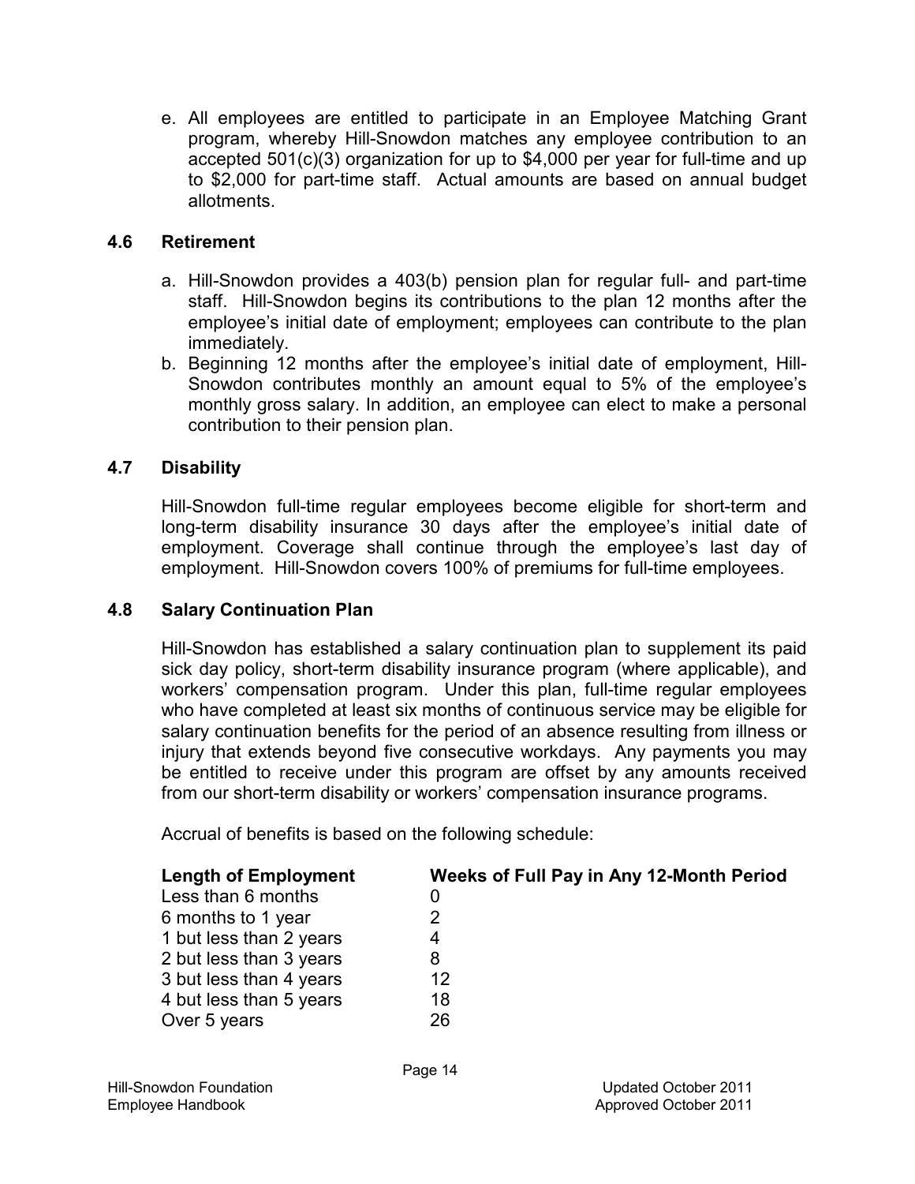e. All employees are entitled to participate in an Employee Matching Grant program, whereby Hill-Snowdon matches any employee contribution to an accepted 501(c)(3) organization for up to $4,000 per year for full-time and up to $2,000 for part-time staff. Actual amounts are based on annual budget allotments.

### 4.6 Retirement

a. Hill-Snowdon provides a 403(b) pension plan for regular full- and part-time staff. Hill-Snowdon begins its contributions to the plan 12 months after the employee's initial date of employment; employees can contribute to the plan immediately.
b. Beginning 12 months after the employee's initial date of employment, Hill-Snowdon contributes monthly an amount equal to 5% of the employee's monthly gross salary. In addition, an employee can elect to make a personal contribution to their pension plan.

### 4.7 Disability

Hill-Snowdon full-time regular employees become eligible for short-term and long-term disability insurance 30 days after the employee's initial date of employment. Coverage shall continue through the employee's last day of employment. Hill-Snowdon covers 100% of premiums for full-time employees.

### 4.8 Salary Continuation Plan

Hill-Snowdon has established a salary continuation plan to supplement its paid sick day policy, short-term disability insurance program (where applicable), and workers' compensation program. Under this plan, full-time regular employees who have completed at least six months of continuous service may be eligible for salary continuation benefits for the period of an absence resulting from illness or injury that extends beyond five consecutive workdays. Any payments you may be entitled to receive under this program are offset by any amounts received from our short-term disability or workers' compensation insurance programs.

Accrual of benefits is based on the following schedule:

| Length of Employment | Weeks of Full Pay in Any 12-Month Period |
|---|---|
| Less than 6 months | 0 |
| 6 months to 1 year | 2 |
| 1 but less than 2 years | 4 |
| 2 but less than 3 years | 8 |
| 3 but less than 4 years | 12 |
| 4 but less than 5 years | 18 |
| Over 5 years | 26 |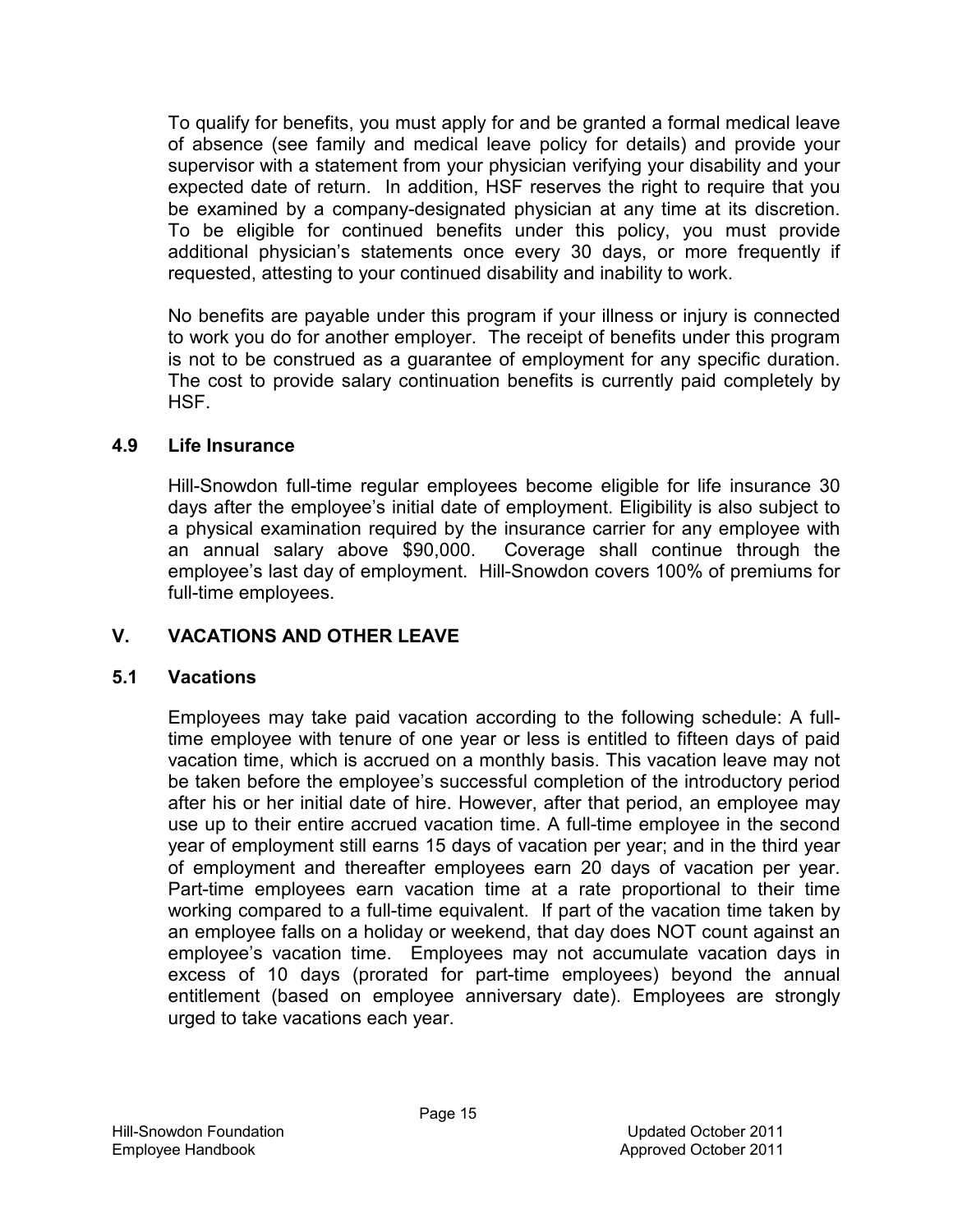To qualify for benefits, you must apply for and be granted a formal medical leave of absence (see family and medical leave policy for details) and provide your supervisor with a statement from your physician verifying your disability and your expected date of return. In addition, HSF reserves the right to require that you be examined by a company-designated physician at any time at its discretion. To be eligible for continued benefits under this policy, you must provide additional physician's statements once every 30 days, or more frequently if requested, attesting to your continued disability and inability to work.

No benefits are payable under this program if your illness or injury is connected to work you do for another employer. The receipt of benefits under this program is not to be construed as a guarantee of employment for any specific duration. The cost to provide salary continuation benefits is currently paid completely by HSF.

### 4.9 Life Insurance

Hill-Snowdon full-time regular employees become eligible for life insurance 30 days after the employee's initial date of employment. Eligibility is also subject to a physical examination required by the insurance carrier for any employee with an annual salary above $90,000. Coverage shall continue through the employee's last day of employment. Hill-Snowdon covers 100% of premiums for full-time employees.

## V. VACATIONS AND OTHER LEAVE

### 5.1 Vacations

Employees may take paid vacation according to the following schedule: A full-time employee with tenure of one year or less is entitled to fifteen days of paid vacation time, which is accrued on a monthly basis. This vacation leave may not be taken before the employee's successful completion of the introductory period after his or her initial date of hire. However, after that period, an employee may use up to their entire accrued vacation time. A full-time employee in the second year of employment still earns 15 days of vacation per year; and in the third year of employment and thereafter employees earn 20 days of vacation per year. Part-time employees earn vacation time at a rate proportional to their time working compared to a full-time equivalent. If part of the vacation time taken by an employee falls on a holiday or weekend, that day does NOT count against an employee's vacation time. Employees may not accumulate vacation days in excess of 10 days (prorated for part-time employees) beyond the annual entitlement (based on employee anniversary date). Employees are strongly urged to take vacations each year.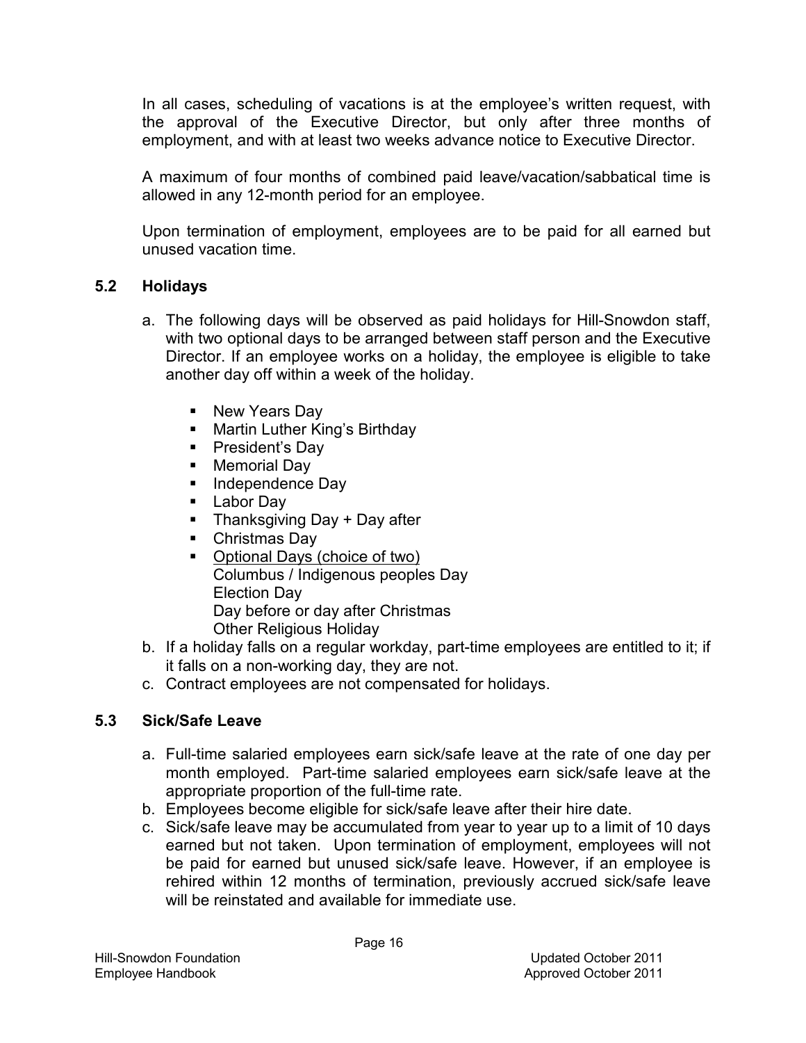In all cases, scheduling of vacations is at the employee's written request, with the approval of the Executive Director, but only after three months of employment, and with at least two weeks advance notice to Executive Director.

A maximum of four months of combined paid leave/vacation/sabbatical time is allowed in any 12-month period for an employee.

Upon termination of employment, employees are to be paid for all earned but unused vacation time.

### 5.2 Holidays

a. The following days will be observed as paid holidays for Hill-Snowdon staff, with two optional days to be arranged between staff person and the Executive Director. If an employee works on a holiday, the employee is eligible to take another day off within a week of the holiday.

   - New Years Day
   - Martin Luther King's Birthday
   - President's Day
   - Memorial Day
   - Independence Day
   - Labor Day
   - Thanksgiving Day + Day after
   - Christmas Day
   - <u>Optional Days (choice of two)</u>
     Columbus / Indigenous peoples Day
     Election Day
     Day before or day after Christmas
     Other Religious Holiday

b. If a holiday falls on a regular workday, part-time employees are entitled to it; if it falls on a non-working day, they are not.

c. Contract employees are not compensated for holidays.

### 5.3 Sick/Safe Leave

a. Full-time salaried employees earn sick/safe leave at the rate of one day per month employed. Part-time salaried employees earn sick/safe leave at the appropriate proportion of the full-time rate.

b. Employees become eligible for sick/safe leave after their hire date.

c. Sick/safe leave may be accumulated from year to year up to a limit of 10 days earned but not taken. Upon termination of employment, employees will not be paid for earned but unused sick/safe leave. However, if an employee is rehired within 12 months of termination, previously accrued sick/safe leave will be reinstated and available for immediate use.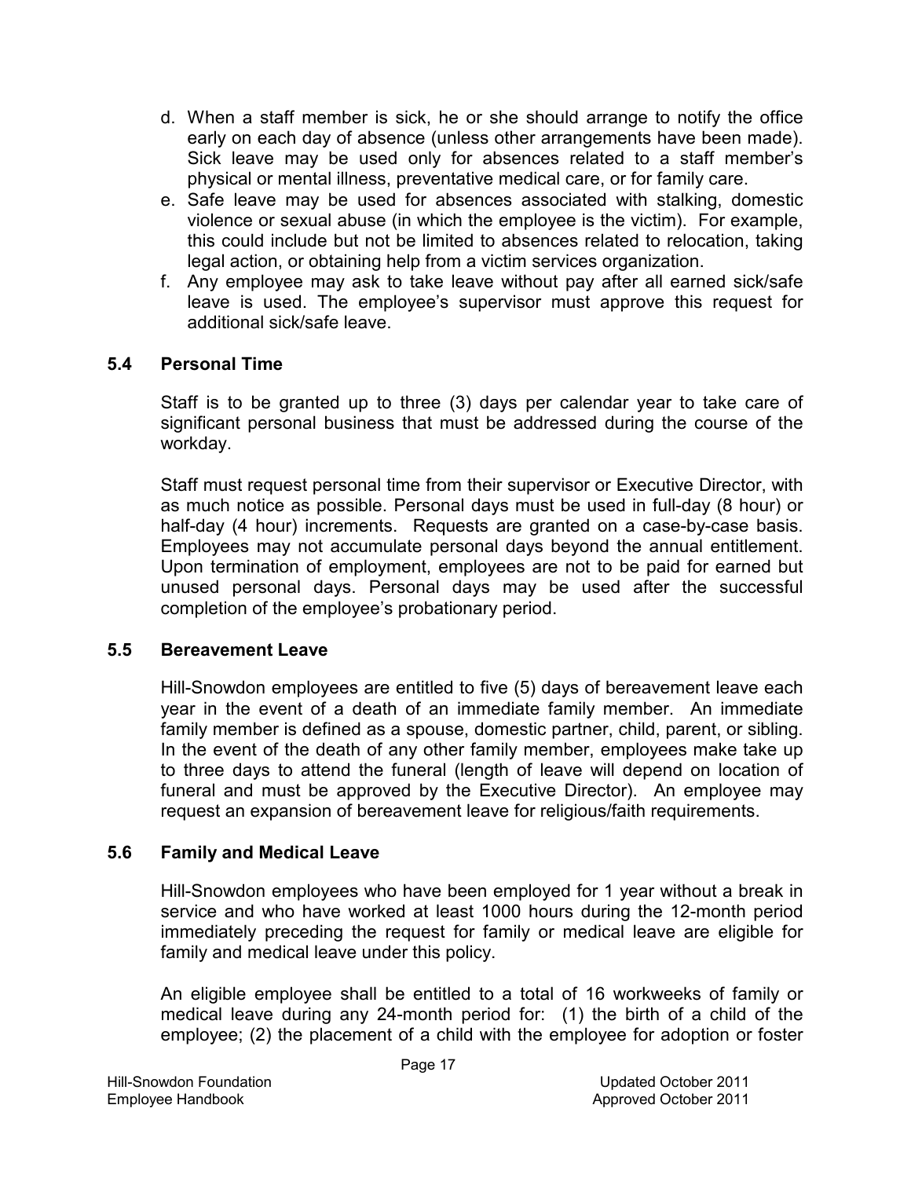d. When a staff member is sick, he or she should arrange to notify the office early on each day of absence (unless other arrangements have been made). Sick leave may be used only for absences related to a staff member's physical or mental illness, preventative medical care, or for family care.
e. Safe leave may be used for absences associated with stalking, domestic violence or sexual abuse (in which the employee is the victim). For example, this could include but not be limited to absences related to relocation, taking legal action, or obtaining help from a victim services organization.
f. Any employee may ask to take leave without pay after all earned sick/safe leave is used. The employee's supervisor must approve this request for additional sick/safe leave.

### 5.4 Personal Time

Staff is to be granted up to three (3) days per calendar year to take care of significant personal business that must be addressed during the course of the workday.

Staff must request personal time from their supervisor or Executive Director, with as much notice as possible. Personal days must be used in full-day (8 hour) or half-day (4 hour) increments. Requests are granted on a case-by-case basis. Employees may not accumulate personal days beyond the annual entitlement. Upon termination of employment, employees are not to be paid for earned but unused personal days. Personal days may be used after the successful completion of the employee's probationary period.

### 5.5 Bereavement Leave

Hill-Snowdon employees are entitled to five (5) days of bereavement leave each year in the event of a death of an immediate family member. An immediate family member is defined as a spouse, domestic partner, child, parent, or sibling. In the event of the death of any other family member, employees make take up to three days to attend the funeral (length of leave will depend on location of funeral and must be approved by the Executive Director). An employee may request an expansion of bereavement leave for religious/faith requirements.

### 5.6 Family and Medical Leave

Hill-Snowdon employees who have been employed for 1 year without a break in service and who have worked at least 1000 hours during the 12-month period immediately preceding the request for family or medical leave are eligible for family and medical leave under this policy.

An eligible employee shall be entitled to a total of 16 workweeks of family or medical leave during any 24-month period for: (1) the birth of a child of the employee; (2) the placement of a child with the employee for adoption or foster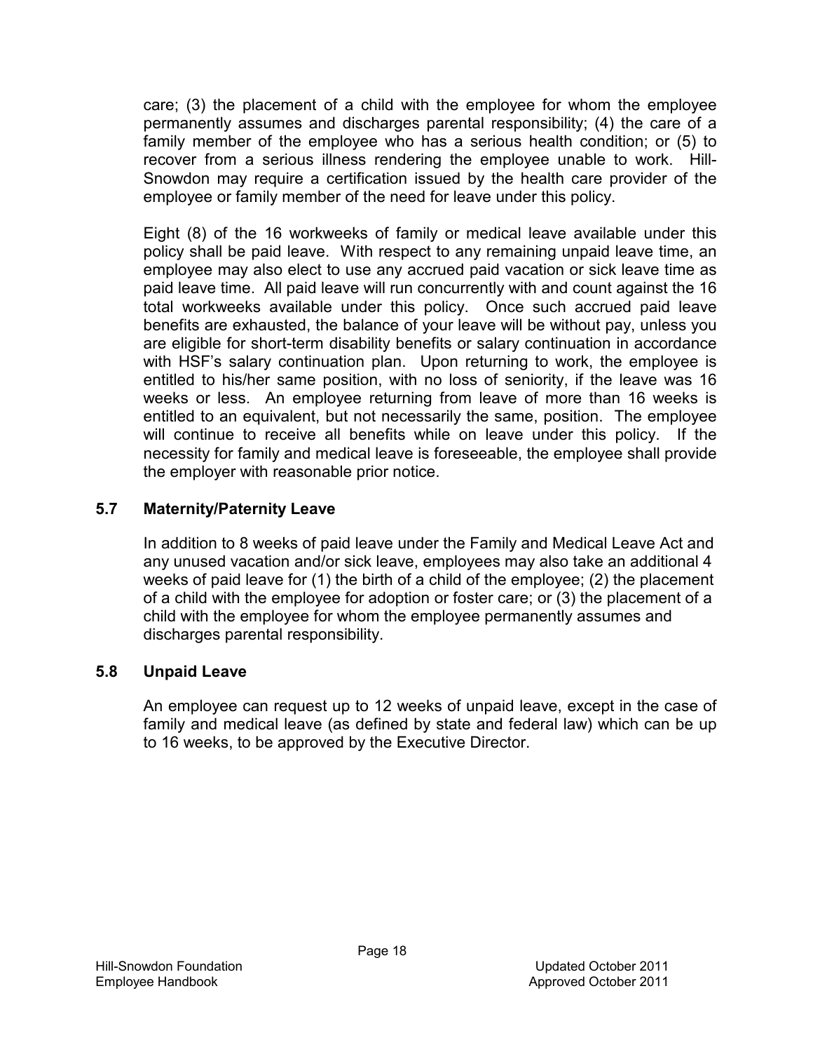care; (3) the placement of a child with the employee for whom the employee permanently assumes and discharges parental responsibility; (4) the care of a family member of the employee who has a serious health condition; or (5) to recover from a serious illness rendering the employee unable to work. Hill-Snowdon may require a certification issued by the health care provider of the employee or family member of the need for leave under this policy.

Eight (8) of the 16 workweeks of family or medical leave available under this policy shall be paid leave. With respect to any remaining unpaid leave time, an employee may also elect to use any accrued paid vacation or sick leave time as paid leave time. All paid leave will run concurrently with and count against the 16 total workweeks available under this policy. Once such accrued paid leave benefits are exhausted, the balance of your leave will be without pay, unless you are eligible for short-term disability benefits or salary continuation in accordance with HSF's salary continuation plan. Upon returning to work, the employee is entitled to his/her same position, with no loss of seniority, if the leave was 16 weeks or less. An employee returning from leave of more than 16 weeks is entitled to an equivalent, but not necessarily the same, position. The employee will continue to receive all benefits while on leave under this policy. If the necessity for family and medical leave is foreseeable, the employee shall provide the employer with reasonable prior notice.

### 5.7 Maternity/Paternity Leave

In addition to 8 weeks of paid leave under the Family and Medical Leave Act and any unused vacation and/or sick leave, employees may also take an additional 4 weeks of paid leave for (1) the birth of a child of the employee; (2) the placement of a child with the employee for adoption or foster care; or (3) the placement of a child with the employee for whom the employee permanently assumes and discharges parental responsibility.

### 5.8 Unpaid Leave

An employee can request up to 12 weeks of unpaid leave, except in the case of family and medical leave (as defined by state and federal law) which can be up to 16 weeks, to be approved by the Executive Director.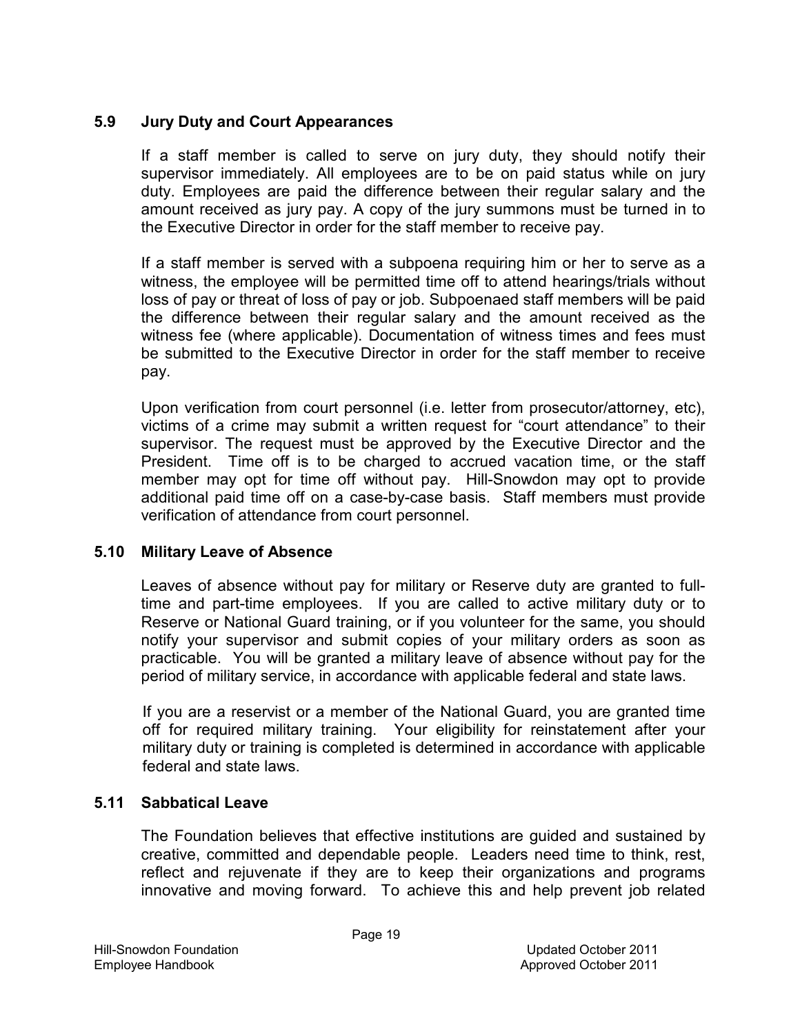## 5.9 Jury Duty and Court Appearances

If a staff member is called to serve on jury duty, they should notify their supervisor immediately. All employees are to be on paid status while on jury duty. Employees are paid the difference between their regular salary and the amount received as jury pay. A copy of the jury summons must be turned in to the Executive Director in order for the staff member to receive pay.

If a staff member is served with a subpoena requiring him or her to serve as a witness, the employee will be permitted time off to attend hearings/trials without loss of pay or threat of loss of pay or job. Subpoenaed staff members will be paid the difference between their regular salary and the amount received as the witness fee (where applicable). Documentation of witness times and fees must be submitted to the Executive Director in order for the staff member to receive pay.

Upon verification from court personnel (i.e. letter from prosecutor/attorney, etc), victims of a crime may submit a written request for "court attendance" to their supervisor. The request must be approved by the Executive Director and the President. Time off is to be charged to accrued vacation time, or the staff member may opt for time off without pay. Hill-Snowdon may opt to provide additional paid time off on a case-by-case basis. Staff members must provide verification of attendance from court personnel.

## 5.10 Military Leave of Absence

Leaves of absence without pay for military or Reserve duty are granted to full-time and part-time employees. If you are called to active military duty or to Reserve or National Guard training, or if you volunteer for the same, you should notify your supervisor and submit copies of your military orders as soon as practicable. You will be granted a military leave of absence without pay for the period of military service, in accordance with applicable federal and state laws.

If you are a reservist or a member of the National Guard, you are granted time off for required military training. Your eligibility for reinstatement after your military duty or training is completed is determined in accordance with applicable federal and state laws.

## 5.11 Sabbatical Leave

The Foundation believes that effective institutions are guided and sustained by creative, committed and dependable people. Leaders need time to think, rest, reflect and rejuvenate if they are to keep their organizations and programs innovative and moving forward. To achieve this and help prevent job related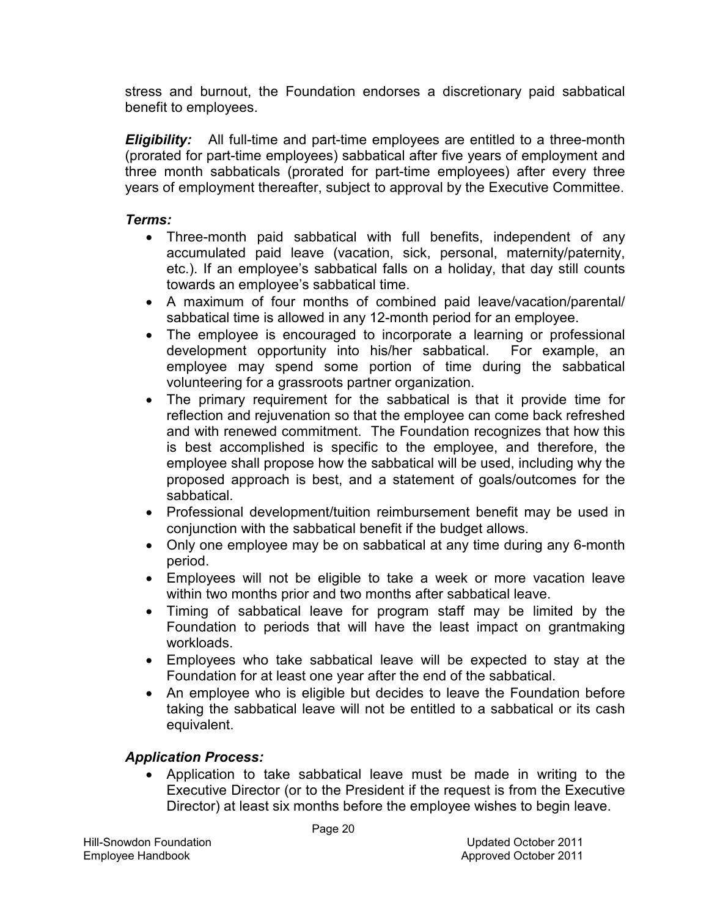stress and burnout, the Foundation endorses a discretionary paid sabbatical benefit to employees.

***Eligibility:*** All full-time and part-time employees are entitled to a three-month (prorated for part-time employees) sabbatical after five years of employment and three month sabbaticals (prorated for part-time employees) after every three years of employment thereafter, subject to approval by the Executive Committee.

***Terms:***

- Three-month paid sabbatical with full benefits, independent of any accumulated paid leave (vacation, sick, personal, maternity/paternity, etc.). If an employee's sabbatical falls on a holiday, that day still counts towards an employee's sabbatical time.
- A maximum of four months of combined paid leave/vacation/parental/ sabbatical time is allowed in any 12-month period for an employee.
- The employee is encouraged to incorporate a learning or professional development opportunity into his/her sabbatical. For example, an employee may spend some portion of time during the sabbatical volunteering for a grassroots partner organization.
- The primary requirement for the sabbatical is that it provide time for reflection and rejuvenation so that the employee can come back refreshed and with renewed commitment. The Foundation recognizes that how this is best accomplished is specific to the employee, and therefore, the employee shall propose how the sabbatical will be used, including why the proposed approach is best, and a statement of goals/outcomes for the sabbatical.
- Professional development/tuition reimbursement benefit may be used in conjunction with the sabbatical benefit if the budget allows.
- Only one employee may be on sabbatical at any time during any 6-month period.
- Employees will not be eligible to take a week or more vacation leave within two months prior and two months after sabbatical leave.
- Timing of sabbatical leave for program staff may be limited by the Foundation to periods that will have the least impact on grantmaking workloads.
- Employees who take sabbatical leave will be expected to stay at the Foundation for at least one year after the end of the sabbatical.
- An employee who is eligible but decides to leave the Foundation before taking the sabbatical leave will not be entitled to a sabbatical or its cash equivalent.

***Application Process:***

- Application to take sabbatical leave must be made in writing to the Executive Director (or to the President if the request is from the Executive Director) at least six months before the employee wishes to begin leave.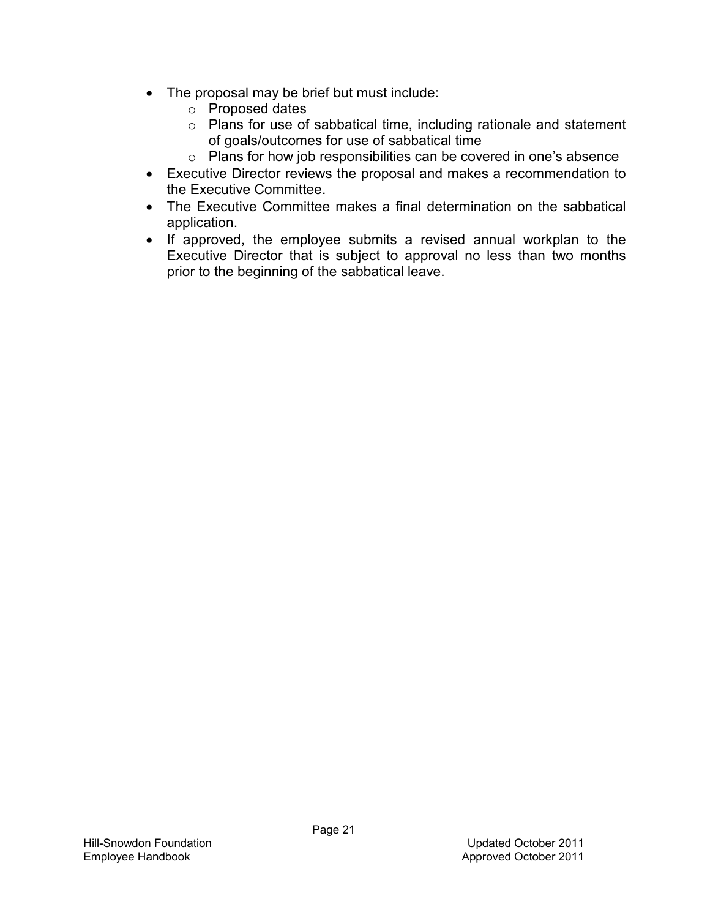- The proposal may be brief but must include:
  - Proposed dates
  - Plans for use of sabbatical time, including rationale and statement of goals/outcomes for use of sabbatical time
  - Plans for how job responsibilities can be covered in one's absence
- Executive Director reviews the proposal and makes a recommendation to the Executive Committee.
- The Executive Committee makes a final determination on the sabbatical application.
- If approved, the employee submits a revised annual workplan to the Executive Director that is subject to approval no less than two months prior to the beginning of the sabbatical leave.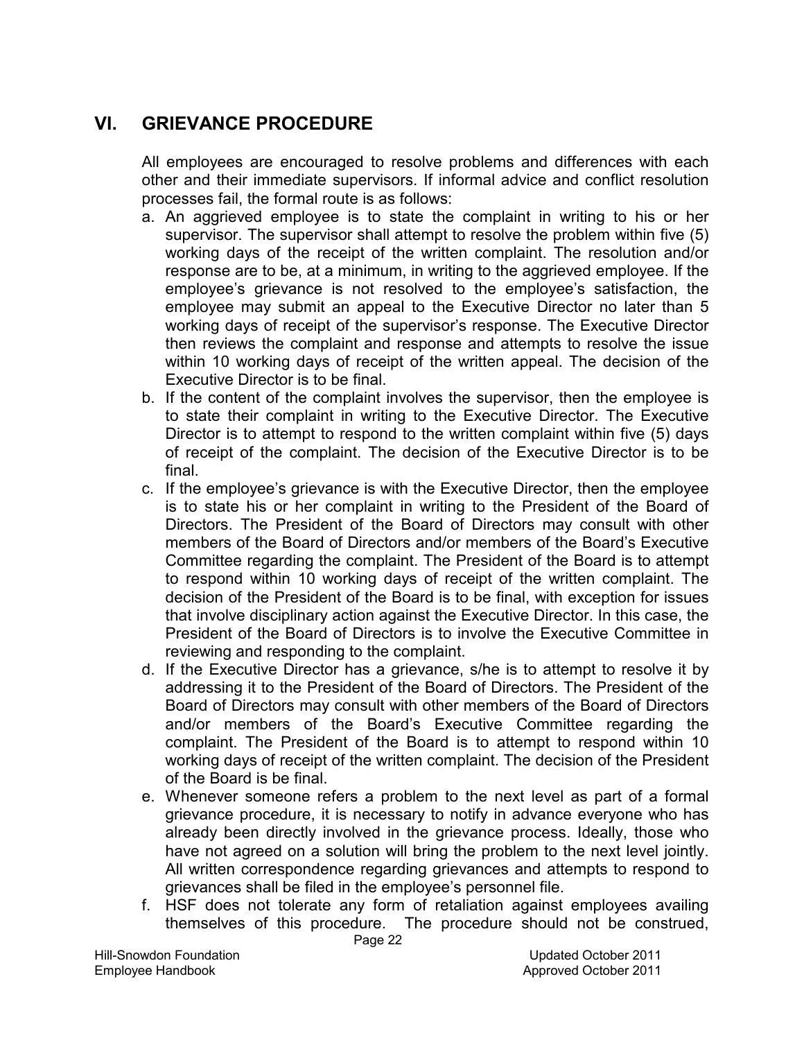## VI. GRIEVANCE PROCEDURE

All employees are encouraged to resolve problems and differences with each other and their immediate supervisors. If informal advice and conflict resolution processes fail, the formal route is as follows:

a. An aggrieved employee is to state the complaint in writing to his or her supervisor. The supervisor shall attempt to resolve the problem within five (5) working days of the receipt of the written complaint. The resolution and/or response are to be, at a minimum, in writing to the aggrieved employee. If the employee's grievance is not resolved to the employee's satisfaction, the employee may submit an appeal to the Executive Director no later than 5 working days of receipt of the supervisor's response. The Executive Director then reviews the complaint and response and attempts to resolve the issue within 10 working days of receipt of the written appeal. The decision of the Executive Director is to be final.
b. If the content of the complaint involves the supervisor, then the employee is to state their complaint in writing to the Executive Director. The Executive Director is to attempt to respond to the written complaint within five (5) days of receipt of the complaint. The decision of the Executive Director is to be final.
c. If the employee's grievance is with the Executive Director, then the employee is to state his or her complaint in writing to the President of the Board of Directors. The President of the Board of Directors may consult with other members of the Board of Directors and/or members of the Board's Executive Committee regarding the complaint. The President of the Board is to attempt to respond within 10 working days of receipt of the written complaint. The decision of the President of the Board is to be final, with exception for issues that involve disciplinary action against the Executive Director. In this case, the President of the Board of Directors is to involve the Executive Committee in reviewing and responding to the complaint.
d. If the Executive Director has a grievance, s/he is to attempt to resolve it by addressing it to the President of the Board of Directors. The President of the Board of Directors may consult with other members of the Board of Directors and/or members of the Board's Executive Committee regarding the complaint. The President of the Board is to attempt to respond within 10 working days of receipt of the written complaint. The decision of the President of the Board is be final.
e. Whenever someone refers a problem to the next level as part of a formal grievance procedure, it is necessary to notify in advance everyone who has already been directly involved in the grievance process. Ideally, those who have not agreed on a solution will bring the problem to the next level jointly. All written correspondence regarding grievances and attempts to respond to grievances shall be filed in the employee's personnel file.
f. HSF does not tolerate any form of retaliation against employees availing themselves of this procedure. The procedure should not be construed,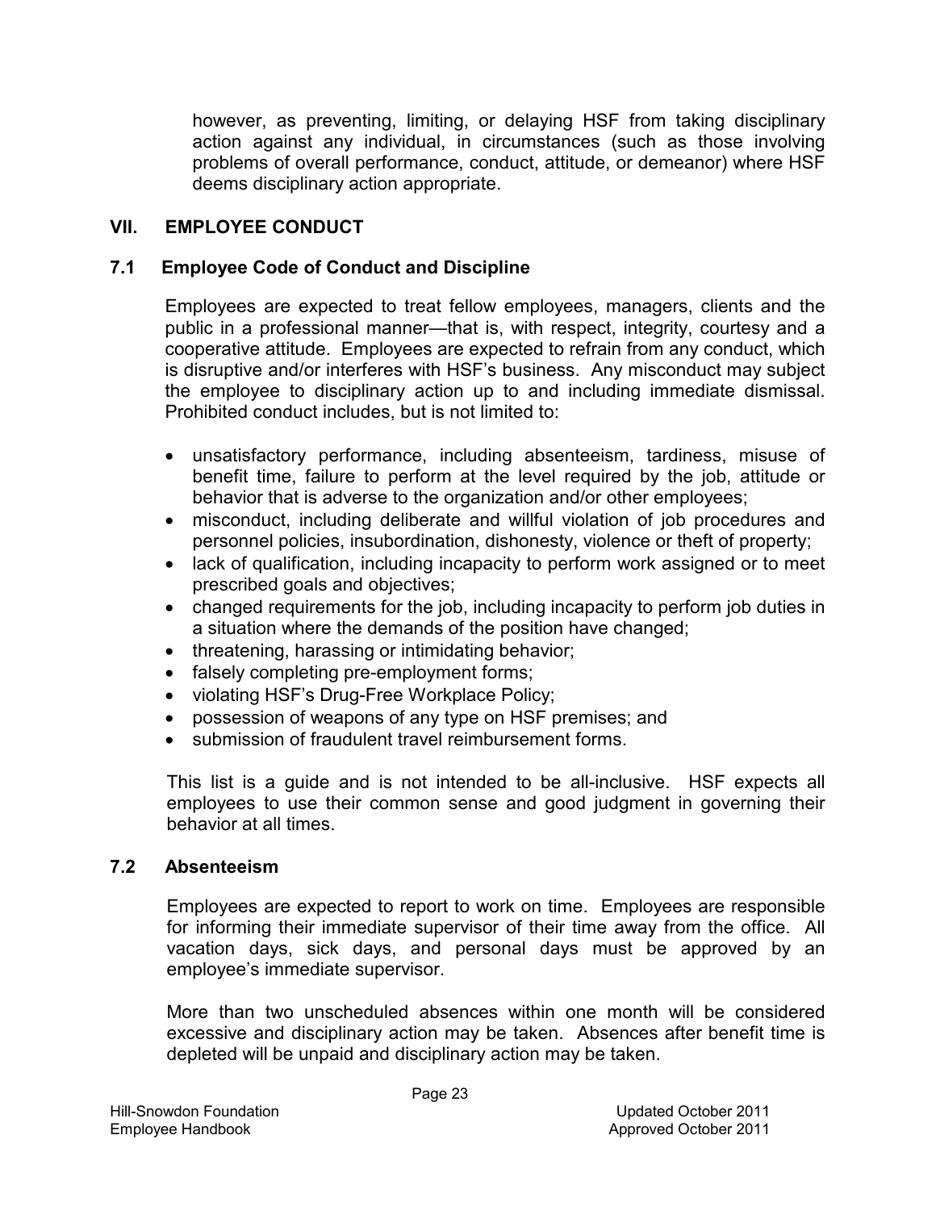however, as preventing, limiting, or delaying HSF from taking disciplinary action against any individual, in circumstances (such as those involving problems of overall performance, conduct, attitude, or demeanor) where HSF deems disciplinary action appropriate.

## VII. EMPLOYEE CONDUCT

### 7.1 Employee Code of Conduct and Discipline

Employees are expected to treat fellow employees, managers, clients and the public in a professional manner—that is, with respect, integrity, courtesy and a cooperative attitude. Employees are expected to refrain from any conduct, which is disruptive and/or interferes with HSF's business. Any misconduct may subject the employee to disciplinary action up to and including immediate dismissal. Prohibited conduct includes, but is not limited to:

- unsatisfactory performance, including absenteeism, tardiness, misuse of benefit time, failure to perform at the level required by the job, attitude or behavior that is adverse to the organization and/or other employees;
- misconduct, including deliberate and willful violation of job procedures and personnel policies, insubordination, dishonesty, violence or theft of property;
- lack of qualification, including incapacity to perform work assigned or to meet prescribed goals and objectives;
- changed requirements for the job, including incapacity to perform job duties in a situation where the demands of the position have changed;
- threatening, harassing or intimidating behavior;
- falsely completing pre-employment forms;
- violating HSF's Drug-Free Workplace Policy;
- possession of weapons of any type on HSF premises; and
- submission of fraudulent travel reimbursement forms.

This list is a guide and is not intended to be all-inclusive. HSF expects all employees to use their common sense and good judgment in governing their behavior at all times.

### 7.2 Absenteeism

Employees are expected to report to work on time. Employees are responsible for informing their immediate supervisor of their time away from the office. All vacation days, sick days, and personal days must be approved by an employee's immediate supervisor.

More than two unscheduled absences within one month will be considered excessive and disciplinary action may be taken. Absences after benefit time is depleted will be unpaid and disciplinary action may be taken.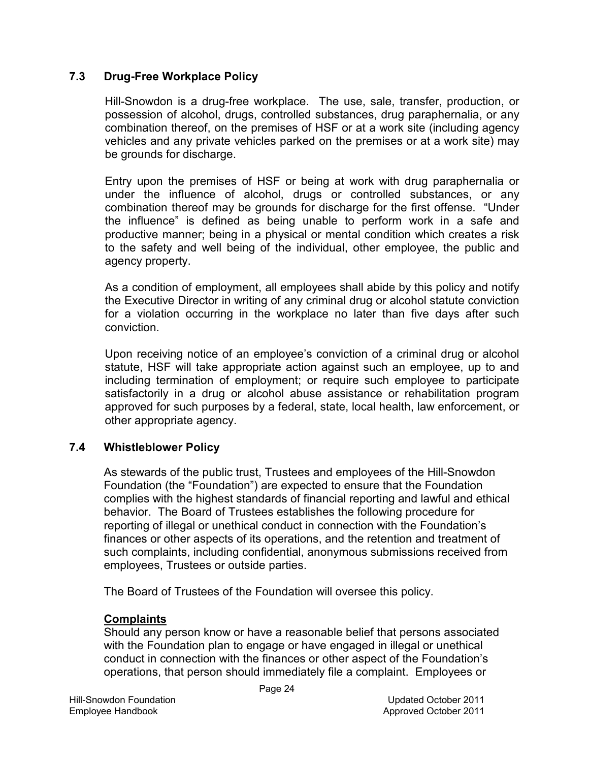### 7.3 Drug-Free Workplace Policy

Hill-Snowdon is a drug-free workplace. The use, sale, transfer, production, or possession of alcohol, drugs, controlled substances, drug paraphernalia, or any combination thereof, on the premises of HSF or at a work site (including agency vehicles and any private vehicles parked on the premises or at a work site) may be grounds for discharge.

Entry upon the premises of HSF or being at work with drug paraphernalia or under the influence of alcohol, drugs or controlled substances, or any combination thereof may be grounds for discharge for the first offense. "Under the influence" is defined as being unable to perform work in a safe and productive manner; being in a physical or mental condition which creates a risk to the safety and well being of the individual, other employee, the public and agency property.

As a condition of employment, all employees shall abide by this policy and notify the Executive Director in writing of any criminal drug or alcohol statute conviction for a violation occurring in the workplace no later than five days after such conviction.

Upon receiving notice of an employee's conviction of a criminal drug or alcohol statute, HSF will take appropriate action against such an employee, up to and including termination of employment; or require such employee to participate satisfactorily in a drug or alcohol abuse assistance or rehabilitation program approved for such purposes by a federal, state, local health, law enforcement, or other appropriate agency.

### 7.4 Whistleblower Policy

As stewards of the public trust, Trustees and employees of the Hill-Snowdon Foundation (the "Foundation") are expected to ensure that the Foundation complies with the highest standards of financial reporting and lawful and ethical behavior. The Board of Trustees establishes the following procedure for reporting of illegal or unethical conduct in connection with the Foundation's finances or other aspects of its operations, and the retention and treatment of such complaints, including confidential, anonymous submissions received from employees, Trustees or outside parties.

The Board of Trustees of the Foundation will oversee this policy.

**Complaints**

Should any person know or have a reasonable belief that persons associated with the Foundation plan to engage or have engaged in illegal or unethical conduct in connection with the finances or other aspect of the Foundation's operations, that person should immediately file a complaint. Employees or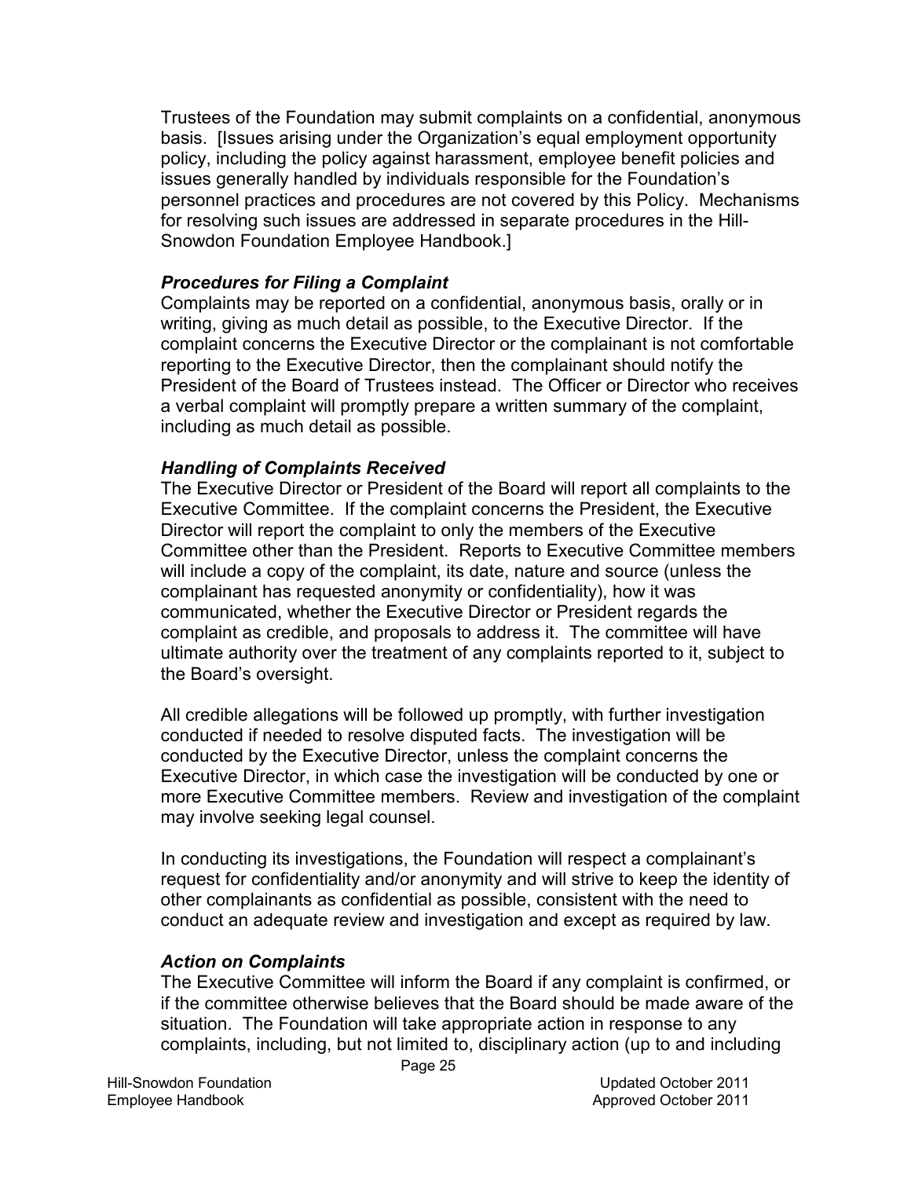Trustees of the Foundation may submit complaints on a confidential, anonymous basis. [Issues arising under the Organization's equal employment opportunity policy, including the policy against harassment, employee benefit policies and issues generally handled by individuals responsible for the Foundation's personnel practices and procedures are not covered by this Policy. Mechanisms for resolving such issues are addressed in separate procedures in the Hill-Snowdon Foundation Employee Handbook.]

***Procedures for Filing a Complaint***

Complaints may be reported on a confidential, anonymous basis, orally or in writing, giving as much detail as possible, to the Executive Director. If the complaint concerns the Executive Director or the complainant is not comfortable reporting to the Executive Director, then the complainant should notify the President of the Board of Trustees instead. The Officer or Director who receives a verbal complaint will promptly prepare a written summary of the complaint, including as much detail as possible.

***Handling of Complaints Received***

The Executive Director or President of the Board will report all complaints to the Executive Committee. If the complaint concerns the President, the Executive Director will report the complaint to only the members of the Executive Committee other than the President. Reports to Executive Committee members will include a copy of the complaint, its date, nature and source (unless the complainant has requested anonymity or confidentiality), how it was communicated, whether the Executive Director or President regards the complaint as credible, and proposals to address it. The committee will have ultimate authority over the treatment of any complaints reported to it, subject to the Board's oversight.

All credible allegations will be followed up promptly, with further investigation conducted if needed to resolve disputed facts. The investigation will be conducted by the Executive Director, unless the complaint concerns the Executive Director, in which case the investigation will be conducted by one or more Executive Committee members. Review and investigation of the complaint may involve seeking legal counsel.

In conducting its investigations, the Foundation will respect a complainant's request for confidentiality and/or anonymity and will strive to keep the identity of other complainants as confidential as possible, consistent with the need to conduct an adequate review and investigation and except as required by law.

***Action on Complaints***

The Executive Committee will inform the Board if any complaint is confirmed, or if the committee otherwise believes that the Board should be made aware of the situation. The Foundation will take appropriate action in response to any complaints, including, but not limited to, disciplinary action (up to and including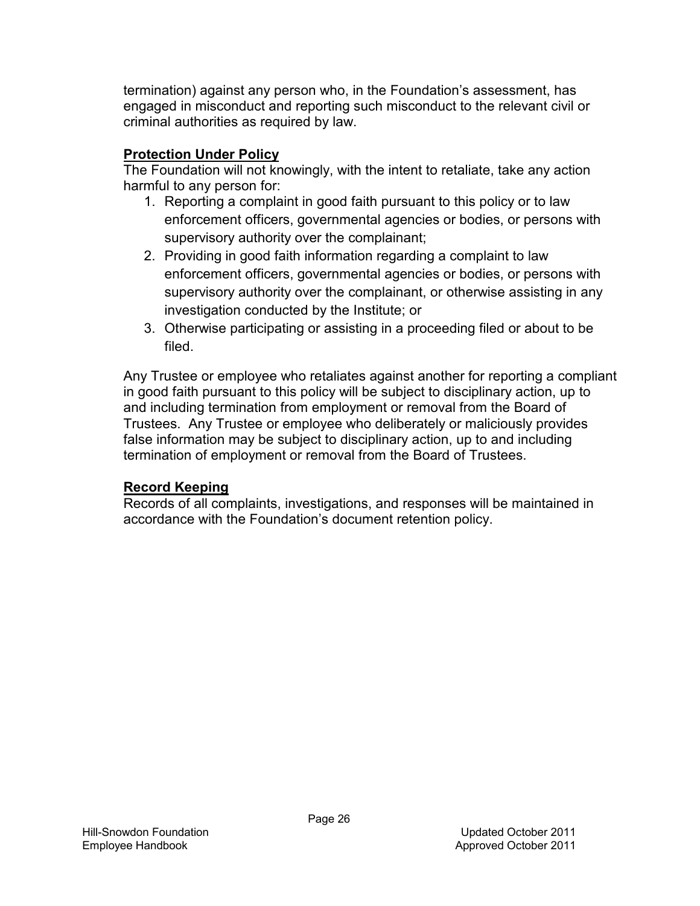termination) against any person who, in the Foundation's assessment, has engaged in misconduct and reporting such misconduct to the relevant civil or criminal authorities as required by law.

**Protection Under Policy**

The Foundation will not knowingly, with the intent to retaliate, take any action harmful to any person for:

1. Reporting a complaint in good faith pursuant to this policy or to law enforcement officers, governmental agencies or bodies, or persons with supervisory authority over the complainant;
2. Providing in good faith information regarding a complaint to law enforcement officers, governmental agencies or bodies, or persons with supervisory authority over the complainant, or otherwise assisting in any investigation conducted by the Institute; or
3. Otherwise participating or assisting in a proceeding filed or about to be filed.

Any Trustee or employee who retaliates against another for reporting a compliant in good faith pursuant to this policy will be subject to disciplinary action, up to and including termination from employment or removal from the Board of Trustees. Any Trustee or employee who deliberately or maliciously provides false information may be subject to disciplinary action, up to and including termination of employment or removal from the Board of Trustees.

**Record Keeping**

Records of all complaints, investigations, and responses will be maintained in accordance with the Foundation's document retention policy.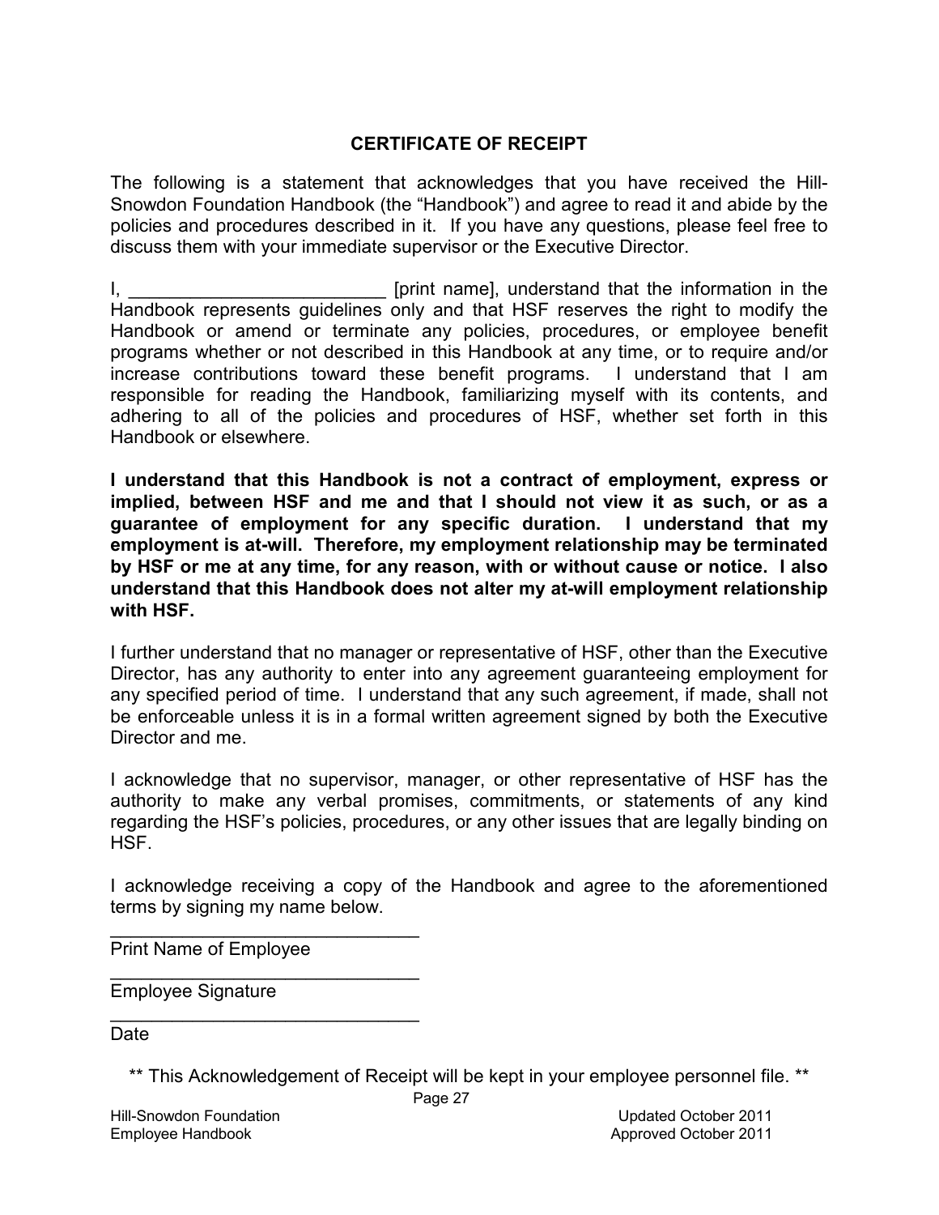## CERTIFICATE OF RECEIPT

The following is a statement that acknowledges that you have received the Hill-Snowdon Foundation Handbook (the "Handbook") and agree to read it and abide by the policies and procedures described in it. If you have any questions, please feel free to discuss them with your immediate supervisor or the Executive Director.

I, _________________________ [print name], understand that the information in the Handbook represents guidelines only and that HSF reserves the right to modify the Handbook or amend or terminate any policies, procedures, or employee benefit programs whether or not described in this Handbook at any time, or to require and/or increase contributions toward these benefit programs. I understand that I am responsible for reading the Handbook, familiarizing myself with its contents, and adhering to all of the policies and procedures of HSF, whether set forth in this Handbook or elsewhere.

**I understand that this Handbook is not a contract of employment, express or implied, between HSF and me and that I should not view it as such, or as a guarantee of employment for any specific duration. I understand that my employment is at-will. Therefore, my employment relationship may be terminated by HSF or me at any time, for any reason, with or without cause or notice. I also understand that this Handbook does not alter my at-will employment relationship with HSF.**

I further understand that no manager or representative of HSF, other than the Executive Director, has any authority to enter into any agreement guaranteeing employment for any specified period of time. I understand that any such agreement, if made, shall not be enforceable unless it is in a formal written agreement signed by both the Executive Director and me.

I acknowledge that no supervisor, manager, or other representative of HSF has the authority to make any verbal promises, commitments, or statements of any kind regarding the HSF's policies, procedures, or any other issues that are legally binding on HSF.

I acknowledge receiving a copy of the Handbook and agree to the aforementioned terms by signing my name below.

______________________________
Print Name of Employee

______________________________
Employee Signature

______________________________
Date

** This Acknowledgement of Receipt will be kept in your employee personnel file. **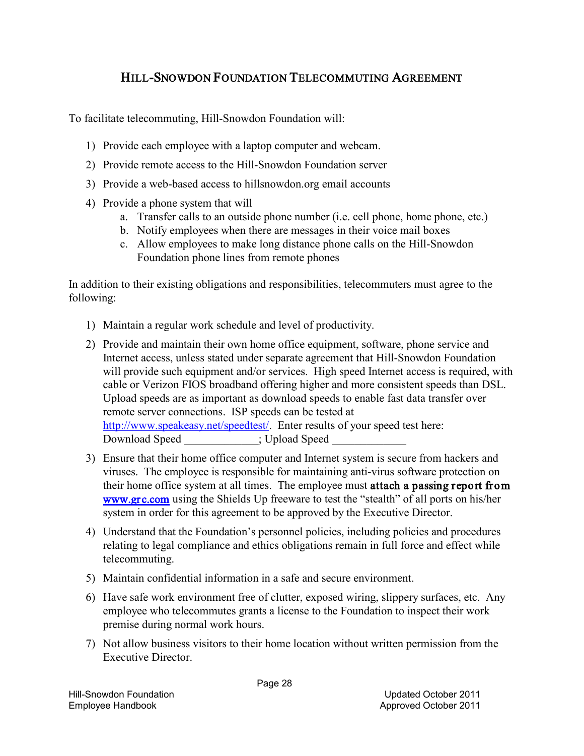# Hill-Snowdon Foundation Telecommuting Agreement

To facilitate telecommuting, Hill-Snowdon Foundation will:

1) Provide each employee with a laptop computer and webcam.
2) Provide remote access to the Hill-Snowdon Foundation server
3) Provide a web-based access to hillsnowdon.org email accounts
4) Provide a phone system that will
   a. Transfer calls to an outside phone number (i.e. cell phone, home phone, etc.)
   b. Notify employees when there are messages in their voice mail boxes
   c. Allow employees to make long distance phone calls on the Hill-Snowdon Foundation phone lines from remote phones

In addition to their existing obligations and responsibilities, telecommuters must agree to the following:

1) Maintain a regular work schedule and level of productivity.
2) Provide and maintain their own home office equipment, software, phone service and Internet access, unless stated under separate agreement that Hill-Snowdon Foundation will provide such equipment and/or services. High speed Internet access is required, with cable or Verizon FIOS broadband offering higher and more consistent speeds than DSL. Upload speeds are as important as download speeds to enable fast data transfer over remote server connections. ISP speeds can be tested at http://www.speakeasy.net/speedtest/. Enter results of your speed test here: Download Speed _____________; Upload Speed _____________
3) Ensure that their home office computer and Internet system is secure from hackers and viruses. The employee is responsible for maintaining anti-virus software protection on their home office system at all times. The employee must **attach a passing report from www.grc.com** using the Shields Up freeware to test the "stealth" of all ports on his/her system in order for this agreement to be approved by the Executive Director.
4) Understand that the Foundation's personnel policies, including policies and procedures relating to legal compliance and ethics obligations remain in full force and effect while telecommuting.
5) Maintain confidential information in a safe and secure environment.
6) Have safe work environment free of clutter, exposed wiring, slippery surfaces, etc. Any employee who telecommutes grants a license to the Foundation to inspect their work premise during normal work hours.
7) Not allow business visitors to their home location without written permission from the Executive Director.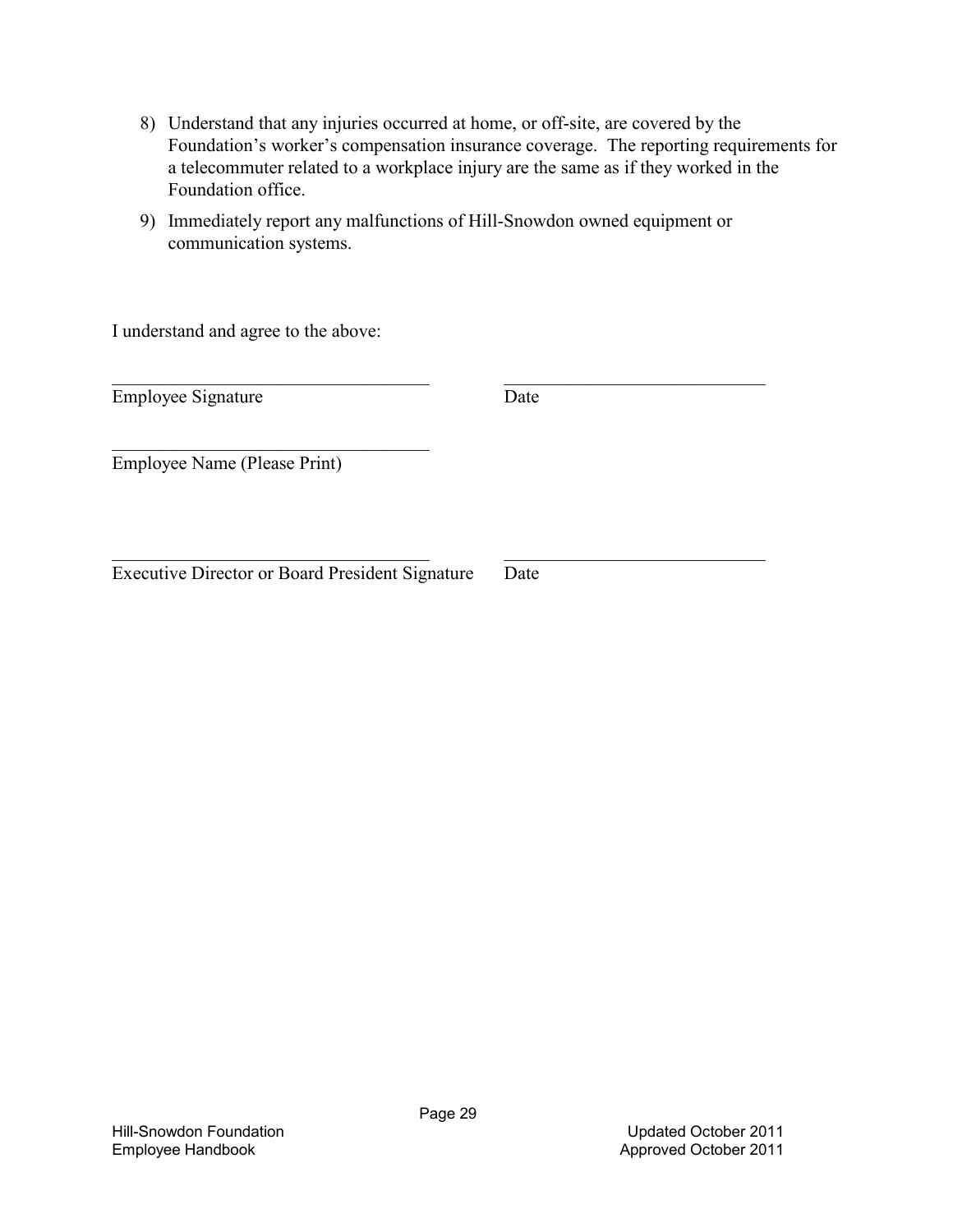8) Understand that any injuries occurred at home, or off-site, are covered by the Foundation's worker's compensation insurance coverage. The reporting requirements for a telecommuter related to a workplace injury are the same as if they worked in the Foundation office.
9) Immediately report any malfunctions of Hill-Snowdon owned equipment or communication systems.

I understand and agree to the above:

\_\_\_\_\_\_\_\_\_\_\_\_\_\_\_\_\_\_\_\_\_\_\_\_\_\_\_\_\_\_\_\_\_\_\_ \_\_\_\_\_\_\_\_\_\_\_\_\_\_\_\_\_\_\_\_\_\_\_\_\_\_\_\_\_

Employee Signature Date

\_\_\_\_\_\_\_\_\_\_\_\_\_\_\_\_\_\_\_\_\_\_\_\_\_\_\_\_\_\_\_\_\_\_\_

Employee Name (Please Print)

\_\_\_\_\_\_\_\_\_\_\_\_\_\_\_\_\_\_\_\_\_\_\_\_\_\_\_\_\_\_\_\_\_\_\_ \_\_\_\_\_\_\_\_\_\_\_\_\_\_\_\_\_\_\_\_\_\_\_\_\_\_\_\_\_

Executive Director or Board President Signature Date